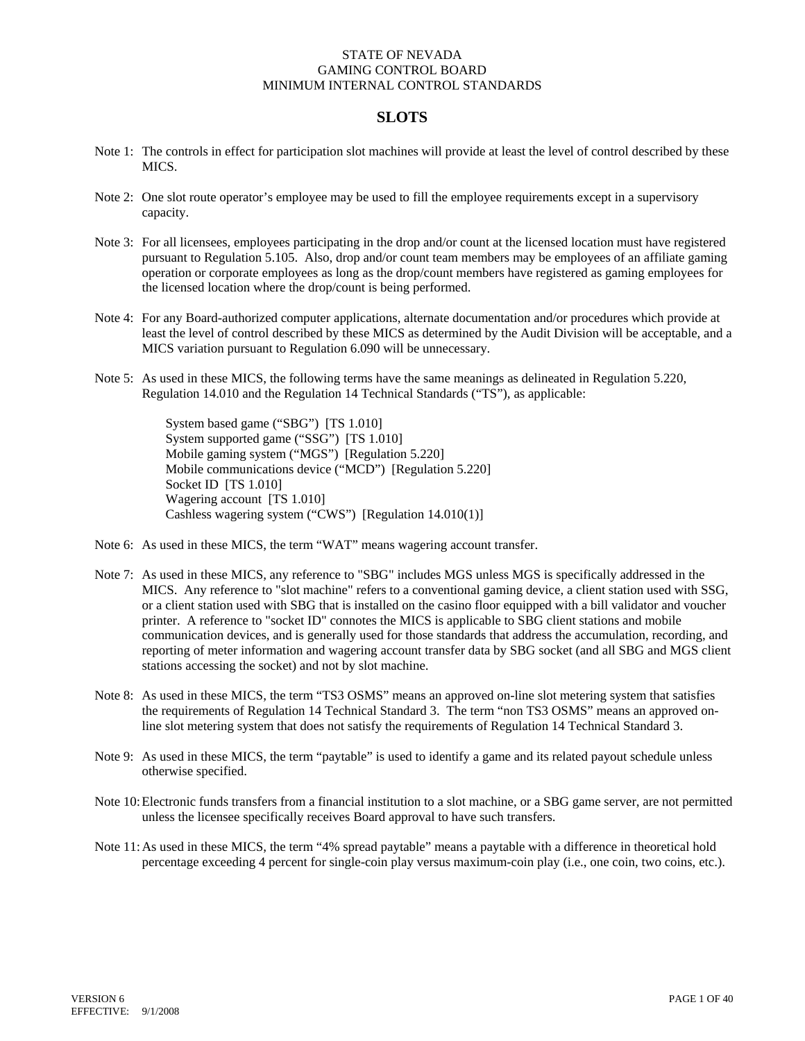STATE OF NEVADA
GAMING CONTROL BOARD
MINIMUM INTERNAL CONTROL STANDARDS

# SLOTS

Note 1: The controls in effect for participation slot machines will provide at least the level of control described by these MICS.

Note 2: One slot route operator's employee may be used to fill the employee requirements except in a supervisory capacity.

Note 3: For all licensees, employees participating in the drop and/or count at the licensed location must have registered pursuant to Regulation 5.105. Also, drop and/or count team members may be employees of an affiliate gaming operation or corporate employees as long as the drop/count members have registered as gaming employees for the licensed location where the drop/count is being performed.

Note 4: For any Board-authorized computer applications, alternate documentation and/or procedures which provide at least the level of control described by these MICS as determined by the Audit Division will be acceptable, and a MICS variation pursuant to Regulation 6.090 will be unnecessary.

Note 5: As used in these MICS, the following terms have the same meanings as delineated in Regulation 5.220, Regulation 14.010 and the Regulation 14 Technical Standards ("TS"), as applicable:

- System based game ("SBG") [TS 1.010]
- System supported game ("SSG") [TS 1.010]
- Mobile gaming system ("MGS") [Regulation 5.220]
- Mobile communications device ("MCD") [Regulation 5.220]
- Socket ID [TS 1.010]
- Wagering account [TS 1.010]
- Cashless wagering system ("CWS") [Regulation 14.010(1)]

Note 6: As used in these MICS, the term "WAT" means wagering account transfer.

Note 7: As used in these MICS, any reference to "SBG" includes MGS unless MGS is specifically addressed in the MICS. Any reference to "slot machine" refers to a conventional gaming device, a client station used with SSG, or a client station used with SBG that is installed on the casino floor equipped with a bill validator and voucher printer. A reference to "socket ID" connotes the MICS is applicable to SBG client stations and mobile communication devices, and is generally used for those standards that address the accumulation, recording, and reporting of meter information and wagering account transfer data by SBG socket (and all SBG and MGS client stations accessing the socket) and not by slot machine.

Note 8: As used in these MICS, the term "TS3 OSMS" means an approved on-line slot metering system that satisfies the requirements of Regulation 14 Technical Standard 3. The term "non TS3 OSMS" means an approved on-line slot metering system that does not satisfy the requirements of Regulation 14 Technical Standard 3.

Note 9: As used in these MICS, the term "paytable" is used to identify a game and its related payout schedule unless otherwise specified.

Note 10: Electronic funds transfers from a financial institution to a slot machine, or a SBG game server, are not permitted unless the licensee specifically receives Board approval to have such transfers.

Note 11: As used in these MICS, the term "4% spread paytable" means a paytable with a difference in theoretical hold percentage exceeding 4 percent for single-coin play versus maximum-coin play (i.e., one coin, two coins, etc.).

VERSION 6
EFFECTIVE: 9/1/2008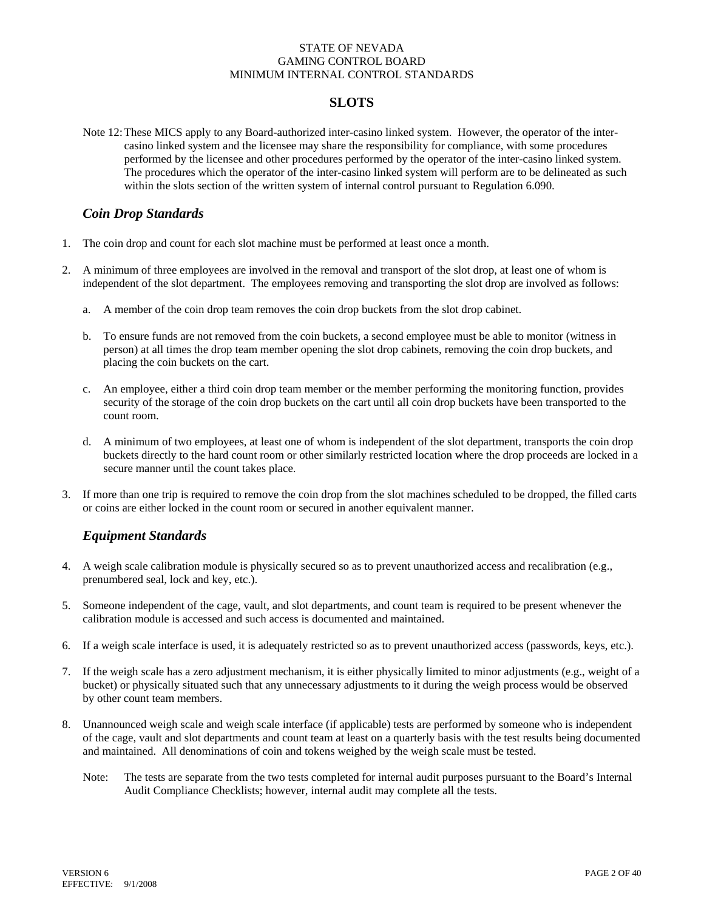# SLOTS

Note 12: These MICS apply to any Board-authorized inter-casino linked system. However, the operator of the inter-casino linked system and the licensee may share the responsibility for compliance, with some procedures performed by the licensee and other procedures performed by the operator of the inter-casino linked system. The procedures which the operator of the inter-casino linked system will perform are to be delineated as such within the slots section of the written system of internal control pursuant to Regulation 6.090.

## *Coin Drop Standards*

1. The coin drop and count for each slot machine must be performed at least once a month.

2. A minimum of three employees are involved in the removal and transport of the slot drop, at least one of whom is independent of the slot department. The employees removing and transporting the slot drop are involved as follows:

   a. A member of the coin drop team removes the coin drop buckets from the slot drop cabinet.

   b. To ensure funds are not removed from the coin buckets, a second employee must be able to monitor (witness in person) at all times the drop team member opening the slot drop cabinets, removing the coin drop buckets, and placing the coin buckets on the cart.

   c. An employee, either a third coin drop team member or the member performing the monitoring function, provides security of the storage of the coin drop buckets on the cart until all coin drop buckets have been transported to the count room.

   d. A minimum of two employees, at least one of whom is independent of the slot department, transports the coin drop buckets directly to the hard count room or other similarly restricted location where the drop proceeds are locked in a secure manner until the count takes place.

3. If more than one trip is required to remove the coin drop from the slot machines scheduled to be dropped, the filled carts or coins are either locked in the count room or secured in another equivalent manner.

## *Equipment Standards*

4. A weigh scale calibration module is physically secured so as to prevent unauthorized access and recalibration (e.g., prenumbered seal, lock and key, etc.).

5. Someone independent of the cage, vault, and slot departments, and count team is required to be present whenever the calibration module is accessed and such access is documented and maintained.

6. If a weigh scale interface is used, it is adequately restricted so as to prevent unauthorized access (passwords, keys, etc.).

7. If the weigh scale has a zero adjustment mechanism, it is either physically limited to minor adjustments (e.g., weight of a bucket) or physically situated such that any unnecessary adjustments to it during the weigh process would be observed by other count team members.

8. Unannounced weigh scale and weigh scale interface (if applicable) tests are performed by someone who is independent of the cage, vault and slot departments and count team at least on a quarterly basis with the test results being documented and maintained. All denominations of coin and tokens weighed by the weigh scale must be tested.

   Note: The tests are separate from the two tests completed for internal audit purposes pursuant to the Board's Internal Audit Compliance Checklists; however, internal audit may complete all the tests.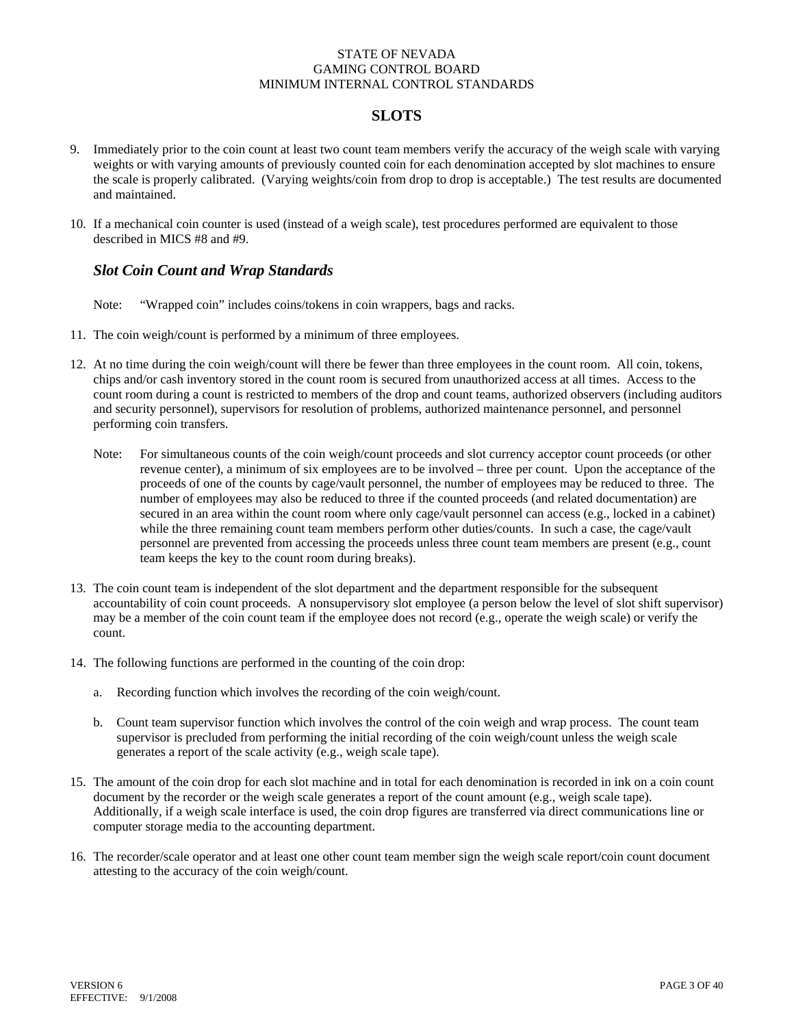STATE OF NEVADA
GAMING CONTROL BOARD
MINIMUM INTERNAL CONTROL STANDARDS

## SLOTS

9. Immediately prior to the coin count at least two count team members verify the accuracy of the weigh scale with varying weights or with varying amounts of previously counted coin for each denomination accepted by slot machines to ensure the scale is properly calibrated. (Varying weights/coin from drop to drop is acceptable.) The test results are documented and maintained.

10. If a mechanical coin counter is used (instead of a weigh scale), test procedures performed are equivalent to those described in MICS #8 and #9.

### *Slot Coin Count and Wrap Standards*

Note: "Wrapped coin" includes coins/tokens in coin wrappers, bags and racks.

11. The coin weigh/count is performed by a minimum of three employees.

12. At no time during the coin weigh/count will there be fewer than three employees in the count room. All coin, tokens, chips and/or cash inventory stored in the count room is secured from unauthorized access at all times. Access to the count room during a count is restricted to members of the drop and count teams, authorized observers (including auditors and security personnel), supervisors for resolution of problems, authorized maintenance personnel, and personnel performing coin transfers.

    Note: For simultaneous counts of the coin weigh/count proceeds and slot currency acceptor count proceeds (or other revenue center), a minimum of six employees are to be involved – three per count. Upon the acceptance of the proceeds of one of the counts by cage/vault personnel, the number of employees may be reduced to three. The number of employees may also be reduced to three if the counted proceeds (and related documentation) are secured in an area within the count room where only cage/vault personnel can access (e.g., locked in a cabinet) while the three remaining count team members perform other duties/counts. In such a case, the cage/vault personnel are prevented from accessing the proceeds unless three count team members are present (e.g., count team keeps the key to the count room during breaks).

13. The coin count team is independent of the slot department and the department responsible for the subsequent accountability of coin count proceeds. A nonsupervisory slot employee (a person below the level of slot shift supervisor) may be a member of the coin count team if the employee does not record (e.g., operate the weigh scale) or verify the count.

14. The following functions are performed in the counting of the coin drop:

    a. Recording function which involves the recording of the coin weigh/count.

    b. Count team supervisor function which involves the control of the coin weigh and wrap process. The count team supervisor is precluded from performing the initial recording of the coin weigh/count unless the weigh scale generates a report of the scale activity (e.g., weigh scale tape).

15. The amount of the coin drop for each slot machine and in total for each denomination is recorded in ink on a coin count document by the recorder or the weigh scale generates a report of the count amount (e.g., weigh scale tape). Additionally, if a weigh scale interface is used, the coin drop figures are transferred via direct communications line or computer storage media to the accounting department.

16. The recorder/scale operator and at least one other count team member sign the weigh scale report/coin count document attesting to the accuracy of the coin weigh/count.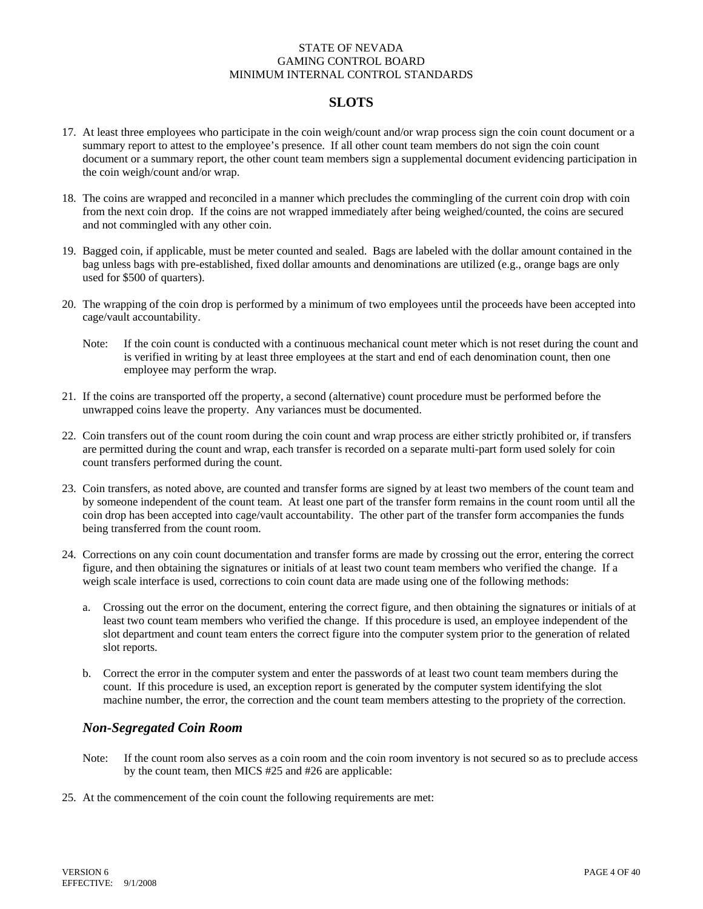## SLOTS

17. At least three employees who participate in the coin weigh/count and/or wrap process sign the coin count document or a summary report to attest to the employee's presence. If all other count team members do not sign the coin count document or a summary report, the other count team members sign a supplemental document evidencing participation in the coin weigh/count and/or wrap.

18. The coins are wrapped and reconciled in a manner which precludes the commingling of the current coin drop with coin from the next coin drop. If the coins are not wrapped immediately after being weighed/counted, the coins are secured and not commingled with any other coin.

19. Bagged coin, if applicable, must be meter counted and sealed. Bags are labeled with the dollar amount contained in the bag unless bags with pre-established, fixed dollar amounts and denominations are utilized (e.g., orange bags are only used for $500 of quarters).

20. The wrapping of the coin drop is performed by a minimum of two employees until the proceeds have been accepted into cage/vault accountability.

    Note: If the coin count is conducted with a continuous mechanical count meter which is not reset during the count and is verified in writing by at least three employees at the start and end of each denomination count, then one employee may perform the wrap.

21. If the coins are transported off the property, a second (alternative) count procedure must be performed before the unwrapped coins leave the property. Any variances must be documented.

22. Coin transfers out of the count room during the coin count and wrap process are either strictly prohibited or, if transfers are permitted during the count and wrap, each transfer is recorded on a separate multi-part form used solely for coin count transfers performed during the count.

23. Coin transfers, as noted above, are counted and transfer forms are signed by at least two members of the count team and by someone independent of the count team. At least one part of the transfer form remains in the count room until all the coin drop has been accepted into cage/vault accountability. The other part of the transfer form accompanies the funds being transferred from the count room.

24. Corrections on any coin count documentation and transfer forms are made by crossing out the error, entering the correct figure, and then obtaining the signatures or initials of at least two count team members who verified the change. If a weigh scale interface is used, corrections to coin count data are made using one of the following methods:

    a. Crossing out the error on the document, entering the correct figure, and then obtaining the signatures or initials of at least two count team members who verified the change. If this procedure is used, an employee independent of the slot department and count team enters the correct figure into the computer system prior to the generation of related slot reports.

    b. Correct the error in the computer system and enter the passwords of at least two count team members during the count. If this procedure is used, an exception report is generated by the computer system identifying the slot machine number, the error, the correction and the count team members attesting to the propriety of the correction.

### *Non-Segregated Coin Room*

Note: If the count room also serves as a coin room and the coin room inventory is not secured so as to preclude access by the count team, then MICS #25 and #26 are applicable:

25. At the commencement of the coin count the following requirements are met: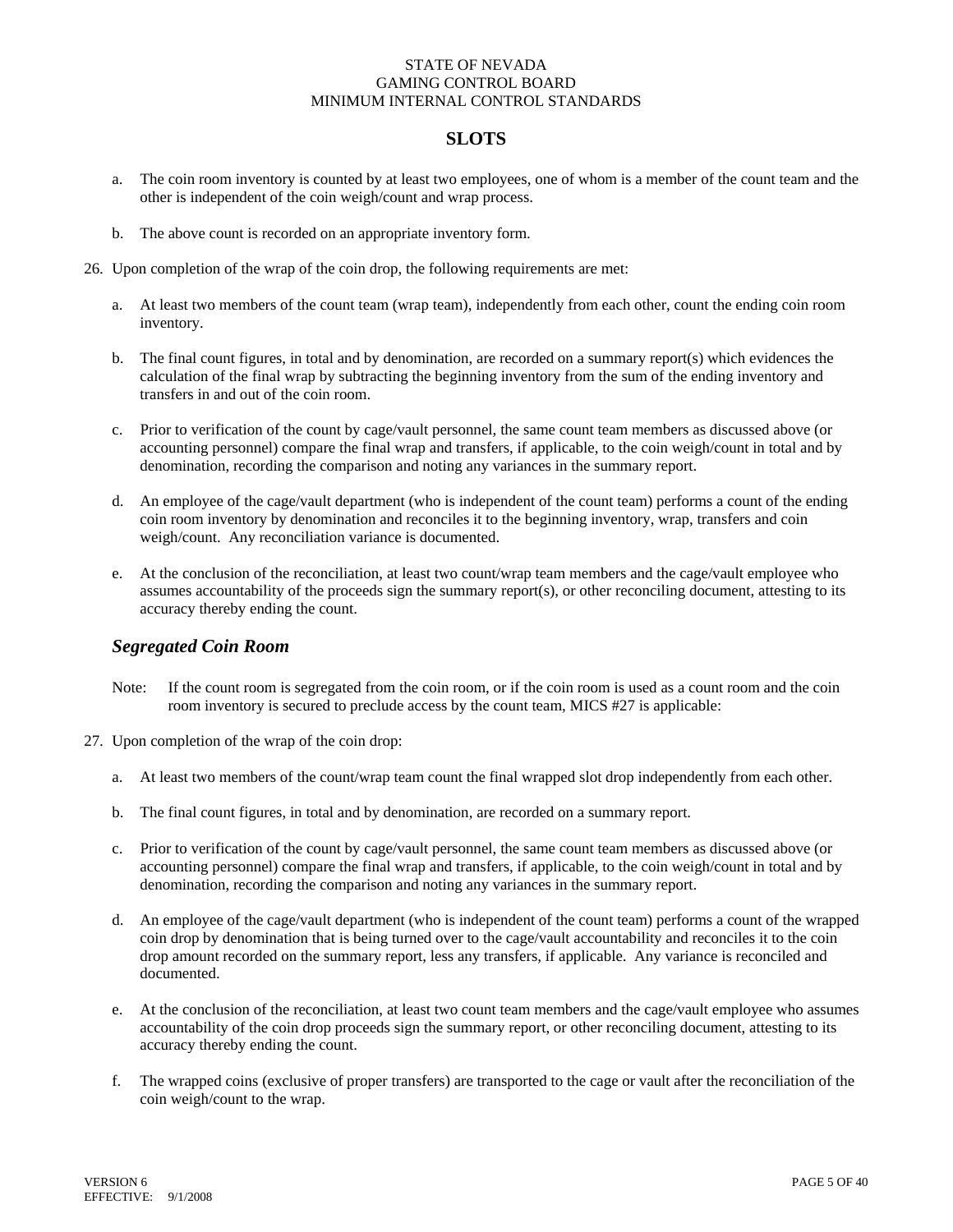a. The coin room inventory is counted by at least two employees, one of whom is a member of the count team and the other is independent of the coin weigh/count and wrap process.

b. The above count is recorded on an appropriate inventory form.

26. Upon completion of the wrap of the coin drop, the following requirements are met:

 a. At least two members of the count team (wrap team), independently from each other, count the ending coin room inventory.

 b. The final count figures, in total and by denomination, are recorded on a summary report(s) which evidences the calculation of the final wrap by subtracting the beginning inventory from the sum of the ending inventory and transfers in and out of the coin room.

 c. Prior to verification of the count by cage/vault personnel, the same count team members as discussed above (or accounting personnel) compare the final wrap and transfers, if applicable, to the coin weigh/count in total and by denomination, recording the comparison and noting any variances in the summary report.

 d. An employee of the cage/vault department (who is independent of the count team) performs a count of the ending coin room inventory by denomination and reconciles it to the beginning inventory, wrap, transfers and coin weigh/count. Any reconciliation variance is documented.

 e. At the conclusion of the reconciliation, at least two count/wrap team members and the cage/vault employee who assumes accountability of the proceeds sign the summary report(s), or other reconciling document, attesting to its accuracy thereby ending the count.

### *Segregated Coin Room*

Note: If the count room is segregated from the coin room, or if the coin room is used as a count room and the coin room inventory is secured to preclude access by the count team, MICS #27 is applicable:

27. Upon completion of the wrap of the coin drop:

 a. At least two members of the count/wrap team count the final wrapped slot drop independently from each other.

 b. The final count figures, in total and by denomination, are recorded on a summary report.

 c. Prior to verification of the count by cage/vault personnel, the same count team members as discussed above (or accounting personnel) compare the final wrap and transfers, if applicable, to the coin weigh/count in total and by denomination, recording the comparison and noting any variances in the summary report.

 d. An employee of the cage/vault department (who is independent of the count team) performs a count of the wrapped coin drop by denomination that is being turned over to the cage/vault accountability and reconciles it to the coin drop amount recorded on the summary report, less any transfers, if applicable. Any variance is reconciled and documented.

 e. At the conclusion of the reconciliation, at least two count team members and the cage/vault employee who assumes accountability of the coin drop proceeds sign the summary report, or other reconciling document, attesting to its accuracy thereby ending the count.

 f. The wrapped coins (exclusive of proper transfers) are transported to the cage or vault after the reconciliation of the coin weigh/count to the wrap.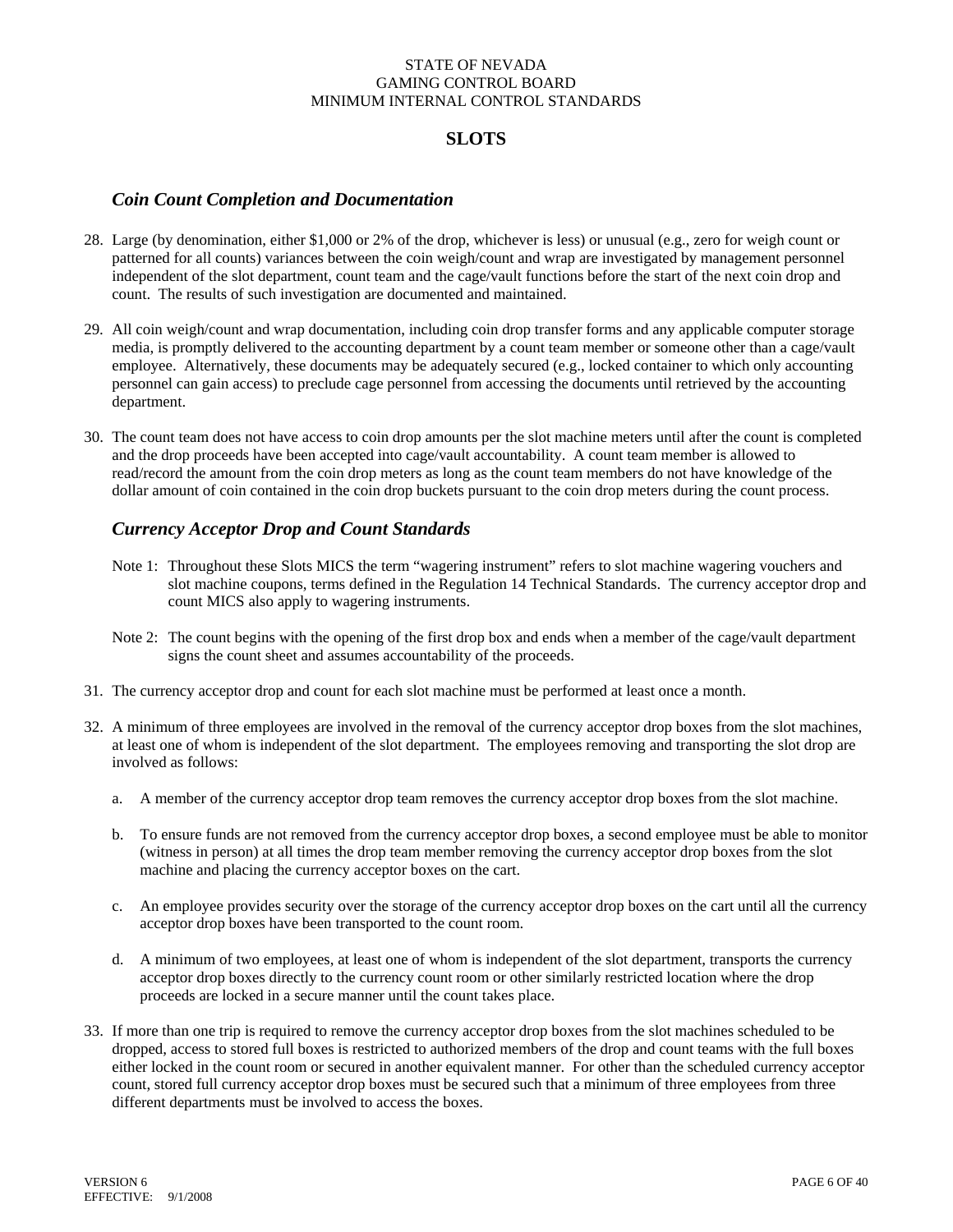## SLOTS

### *Coin Count Completion and Documentation*

28. Large (by denomination, either $1,000 or 2% of the drop, whichever is less) or unusual (e.g., zero for weigh count or patterned for all counts) variances between the coin weigh/count and wrap are investigated by management personnel independent of the slot department, count team and the cage/vault functions before the start of the next coin drop and count. The results of such investigation are documented and maintained.

29. All coin weigh/count and wrap documentation, including coin drop transfer forms and any applicable computer storage media, is promptly delivered to the accounting department by a count team member or someone other than a cage/vault employee. Alternatively, these documents may be adequately secured (e.g., locked container to which only accounting personnel can gain access) to preclude cage personnel from accessing the documents until retrieved by the accounting department.

30. The count team does not have access to coin drop amounts per the slot machine meters until after the count is completed and the drop proceeds have been accepted into cage/vault accountability. A count team member is allowed to read/record the amount from the coin drop meters as long as the count team members do not have knowledge of the dollar amount of coin contained in the coin drop buckets pursuant to the coin drop meters during the count process.

### *Currency Acceptor Drop and Count Standards*

Note 1: Throughout these Slots MICS the term "wagering instrument" refers to slot machine wagering vouchers and slot machine coupons, terms defined in the Regulation 14 Technical Standards. The currency acceptor drop and count MICS also apply to wagering instruments.

Note 2: The count begins with the opening of the first drop box and ends when a member of the cage/vault department signs the count sheet and assumes accountability of the proceeds.

31. The currency acceptor drop and count for each slot machine must be performed at least once a month.

32. A minimum of three employees are involved in the removal of the currency acceptor drop boxes from the slot machines, at least one of whom is independent of the slot department. The employees removing and transporting the slot drop are involved as follows:

    a. A member of the currency acceptor drop team removes the currency acceptor drop boxes from the slot machine.

    b. To ensure funds are not removed from the currency acceptor drop boxes, a second employee must be able to monitor (witness in person) at all times the drop team member removing the currency acceptor drop boxes from the slot machine and placing the currency acceptor boxes on the cart.

    c. An employee provides security over the storage of the currency acceptor drop boxes on the cart until all the currency acceptor drop boxes have been transported to the count room.

    d. A minimum of two employees, at least one of whom is independent of the slot department, transports the currency acceptor drop boxes directly to the currency count room or other similarly restricted location where the drop proceeds are locked in a secure manner until the count takes place.

33. If more than one trip is required to remove the currency acceptor drop boxes from the slot machines scheduled to be dropped, access to stored full boxes is restricted to authorized members of the drop and count teams with the full boxes either locked in the count room or secured in another equivalent manner. For other than the scheduled currency acceptor count, stored full currency acceptor drop boxes must be secured such that a minimum of three employees from three different departments must be involved to access the boxes.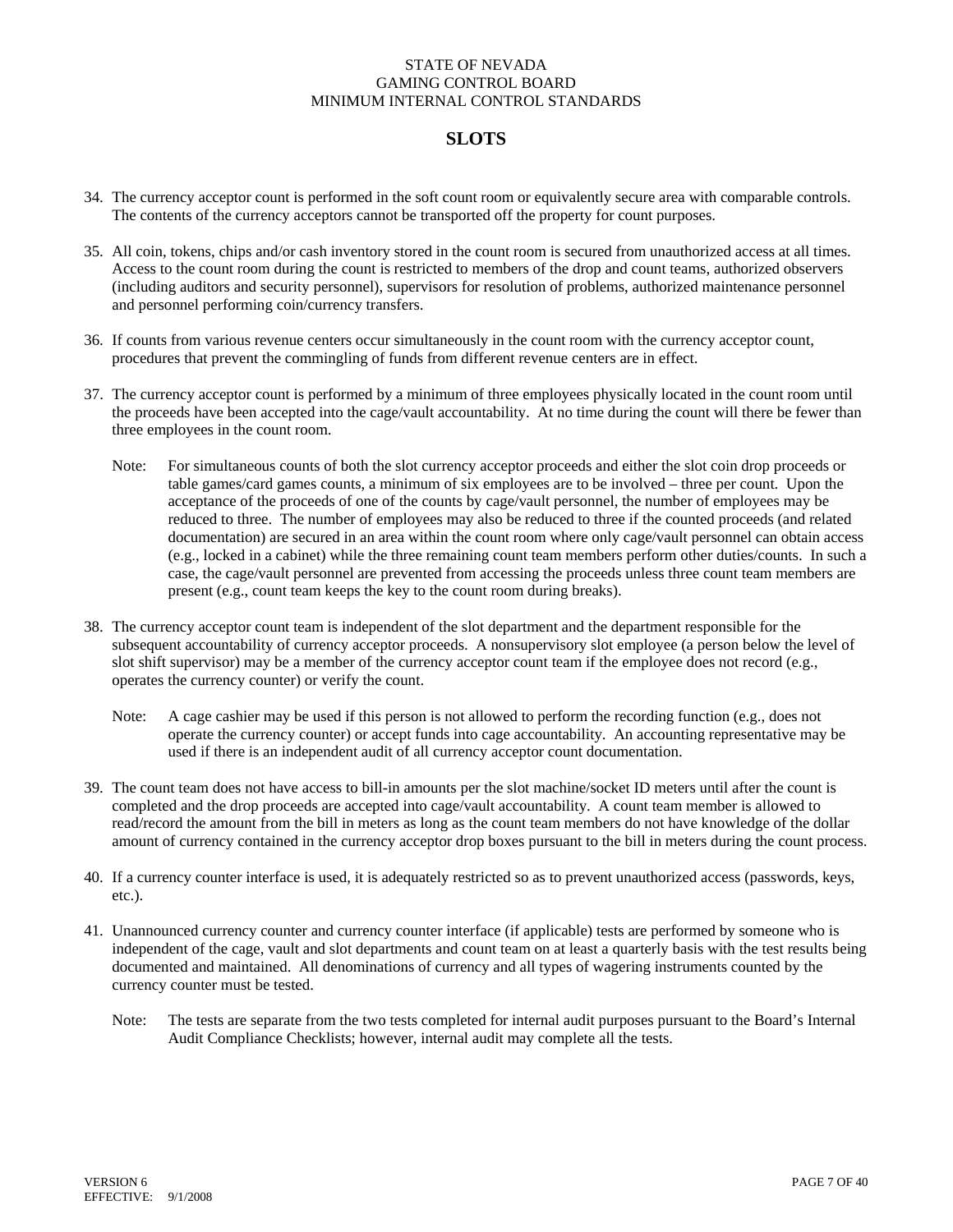# SLOTS

34. The currency acceptor count is performed in the soft count room or equivalently secure area with comparable controls. The contents of the currency acceptors cannot be transported off the property for count purposes.

35. All coin, tokens, chips and/or cash inventory stored in the count room is secured from unauthorized access at all times. Access to the count room during the count is restricted to members of the drop and count teams, authorized observers (including auditors and security personnel), supervisors for resolution of problems, authorized maintenance personnel and personnel performing coin/currency transfers.

36. If counts from various revenue centers occur simultaneously in the count room with the currency acceptor count, procedures that prevent the commingling of funds from different revenue centers are in effect.

37. The currency acceptor count is performed by a minimum of three employees physically located in the count room until the proceeds have been accepted into the cage/vault accountability. At no time during the count will there be fewer than three employees in the count room.

    Note: For simultaneous counts of both the slot currency acceptor proceeds and either the slot coin drop proceeds or table games/card games counts, a minimum of six employees are to be involved – three per count. Upon the acceptance of the proceeds of one of the counts by cage/vault personnel, the number of employees may be reduced to three. The number of employees may also be reduced to three if the counted proceeds (and related documentation) are secured in an area within the count room where only cage/vault personnel can obtain access (e.g., locked in a cabinet) while the three remaining count team members perform other duties/counts. In such a case, the cage/vault personnel are prevented from accessing the proceeds unless three count team members are present (e.g., count team keeps the key to the count room during breaks).

38. The currency acceptor count team is independent of the slot department and the department responsible for the subsequent accountability of currency acceptor proceeds. A nonsupervisory slot employee (a person below the level of slot shift supervisor) may be a member of the currency acceptor count team if the employee does not record (e.g., operates the currency counter) or verify the count.

    Note: A cage cashier may be used if this person is not allowed to perform the recording function (e.g., does not operate the currency counter) or accept funds into cage accountability. An accounting representative may be used if there is an independent audit of all currency acceptor count documentation.

39. The count team does not have access to bill-in amounts per the slot machine/socket ID meters until after the count is completed and the drop proceeds are accepted into cage/vault accountability. A count team member is allowed to read/record the amount from the bill in meters as long as the count team members do not have knowledge of the dollar amount of currency contained in the currency acceptor drop boxes pursuant to the bill in meters during the count process.

40. If a currency counter interface is used, it is adequately restricted so as to prevent unauthorized access (passwords, keys, etc.).

41. Unannounced currency counter and currency counter interface (if applicable) tests are performed by someone who is independent of the cage, vault and slot departments and count team on at least a quarterly basis with the test results being documented and maintained. All denominations of currency and all types of wagering instruments counted by the currency counter must be tested.

    Note: The tests are separate from the two tests completed for internal audit purposes pursuant to the Board's Internal Audit Compliance Checklists; however, internal audit may complete all the tests.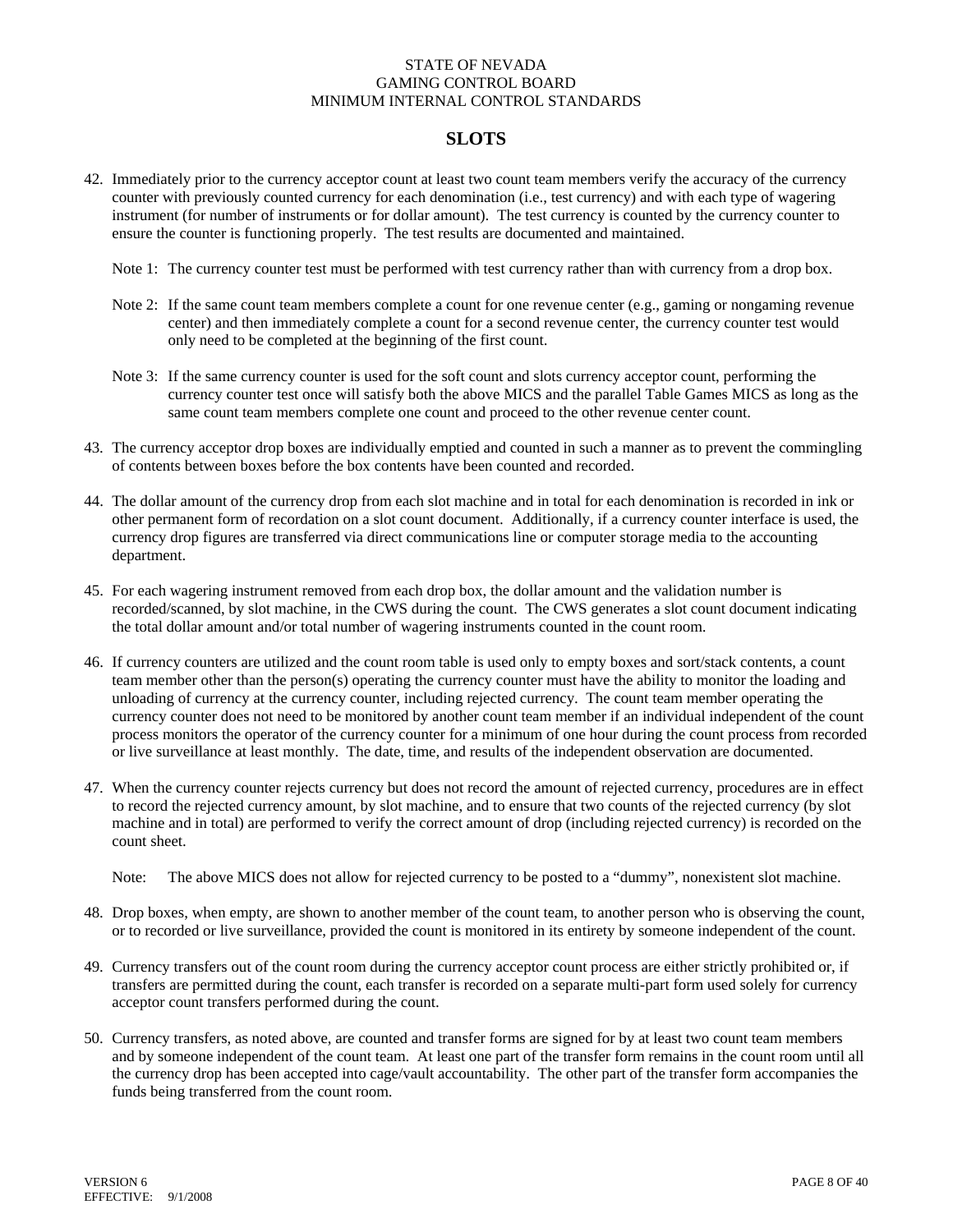# SLOTS

42. Immediately prior to the currency acceptor count at least two count team members verify the accuracy of the currency counter with previously counted currency for each denomination (i.e., test currency) and with each type of wagering instrument (for number of instruments or for dollar amount). The test currency is counted by the currency counter to ensure the counter is functioning properly. The test results are documented and maintained.

    Note 1: The currency counter test must be performed with test currency rather than with currency from a drop box.

    Note 2: If the same count team members complete a count for one revenue center (e.g., gaming or nongaming revenue center) and then immediately complete a count for a second revenue center, the currency counter test would only need to be completed at the beginning of the first count.

    Note 3: If the same currency counter is used for the soft count and slots currency acceptor count, performing the currency counter test once will satisfy both the above MICS and the parallel Table Games MICS as long as the same count team members complete one count and proceed to the other revenue center count.

43. The currency acceptor drop boxes are individually emptied and counted in such a manner as to prevent the commingling of contents between boxes before the box contents have been counted and recorded.

44. The dollar amount of the currency drop from each slot machine and in total for each denomination is recorded in ink or other permanent form of recordation on a slot count document. Additionally, if a currency counter interface is used, the currency drop figures are transferred via direct communications line or computer storage media to the accounting department.

45. For each wagering instrument removed from each drop box, the dollar amount and the validation number is recorded/scanned, by slot machine, in the CWS during the count. The CWS generates a slot count document indicating the total dollar amount and/or total number of wagering instruments counted in the count room.

46. If currency counters are utilized and the count room table is used only to empty boxes and sort/stack contents, a count team member other than the person(s) operating the currency counter must have the ability to monitor the loading and unloading of currency at the currency counter, including rejected currency. The count team member operating the currency counter does not need to be monitored by another count team member if an individual independent of the count process monitors the operator of the currency counter for a minimum of one hour during the count process from recorded or live surveillance at least monthly. The date, time, and results of the independent observation are documented.

47. When the currency counter rejects currency but does not record the amount of rejected currency, procedures are in effect to record the rejected currency amount, by slot machine, and to ensure that two counts of the rejected currency (by slot machine and in total) are performed to verify the correct amount of drop (including rejected currency) is recorded on the count sheet.

    Note: The above MICS does not allow for rejected currency to be posted to a "dummy", nonexistent slot machine.

48. Drop boxes, when empty, are shown to another member of the count team, to another person who is observing the count, or to recorded or live surveillance, provided the count is monitored in its entirety by someone independent of the count.

49. Currency transfers out of the count room during the currency acceptor count process are either strictly prohibited or, if transfers are permitted during the count, each transfer is recorded on a separate multi-part form used solely for currency acceptor count transfers performed during the count.

50. Currency transfers, as noted above, are counted and transfer forms are signed for by at least two count team members and by someone independent of the count team. At least one part of the transfer form remains in the count room until all the currency drop has been accepted into cage/vault accountability. The other part of the transfer form accompanies the funds being transferred from the count room.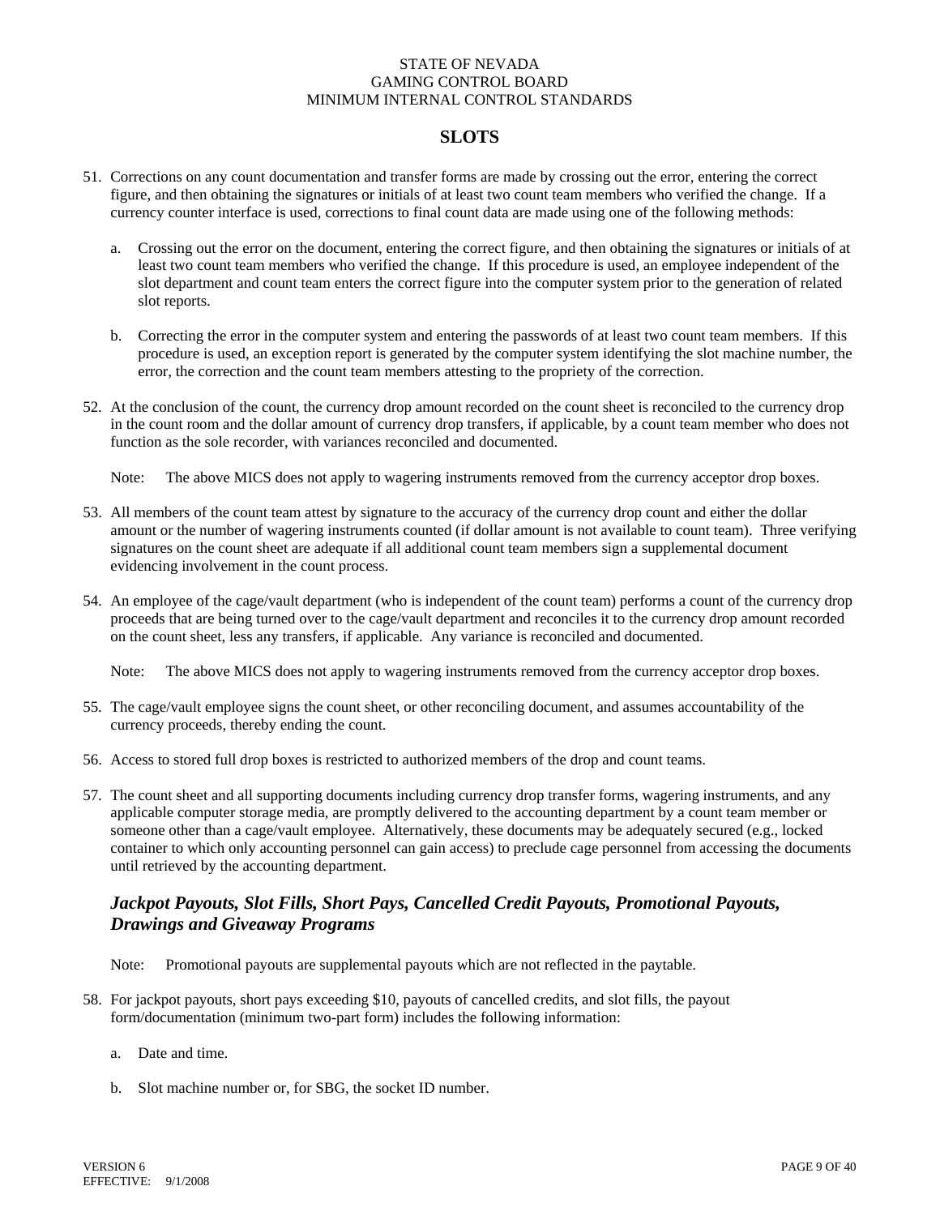# SLOTS

51. Corrections on any count documentation and transfer forms are made by crossing out the error, entering the correct figure, and then obtaining the signatures or initials of at least two count team members who verified the change. If a currency counter interface is used, corrections to final count data are made using one of the following methods:

    a. Crossing out the error on the document, entering the correct figure, and then obtaining the signatures or initials of at least two count team members who verified the change. If this procedure is used, an employee independent of the slot department and count team enters the correct figure into the computer system prior to the generation of related slot reports.

    b. Correcting the error in the computer system and entering the passwords of at least two count team members. If this procedure is used, an exception report is generated by the computer system identifying the slot machine number, the error, the correction and the count team members attesting to the propriety of the correction.

52. At the conclusion of the count, the currency drop amount recorded on the count sheet is reconciled to the currency drop in the count room and the dollar amount of currency drop transfers, if applicable, by a count team member who does not function as the sole recorder, with variances reconciled and documented.

    Note: The above MICS does not apply to wagering instruments removed from the currency acceptor drop boxes.

53. All members of the count team attest by signature to the accuracy of the currency drop count and either the dollar amount or the number of wagering instruments counted (if dollar amount is not available to count team). Three verifying signatures on the count sheet are adequate if all additional count team members sign a supplemental document evidencing involvement in the count process.

54. An employee of the cage/vault department (who is independent of the count team) performs a count of the currency drop proceeds that are being turned over to the cage/vault department and reconciles it to the currency drop amount recorded on the count sheet, less any transfers, if applicable. Any variance is reconciled and documented.

    Note: The above MICS does not apply to wagering instruments removed from the currency acceptor drop boxes.

55. The cage/vault employee signs the count sheet, or other reconciling document, and assumes accountability of the currency proceeds, thereby ending the count.

56. Access to stored full drop boxes is restricted to authorized members of the drop and count teams.

57. The count sheet and all supporting documents including currency drop transfer forms, wagering instruments, and any applicable computer storage media, are promptly delivered to the accounting department by a count team member or someone other than a cage/vault employee. Alternatively, these documents may be adequately secured (e.g., locked container to which only accounting personnel can gain access) to preclude cage personnel from accessing the documents until retrieved by the accounting department.

## *Jackpot Payouts, Slot Fills, Short Pays, Cancelled Credit Payouts, Promotional Payouts, Drawings and Giveaway Programs*

Note: Promotional payouts are supplemental payouts which are not reflected in the paytable.

58. For jackpot payouts, short pays exceeding $10, payouts of cancelled credits, and slot fills, the payout form/documentation (minimum two-part form) includes the following information:

    a. Date and time.

    b. Slot machine number or, for SBG, the socket ID number.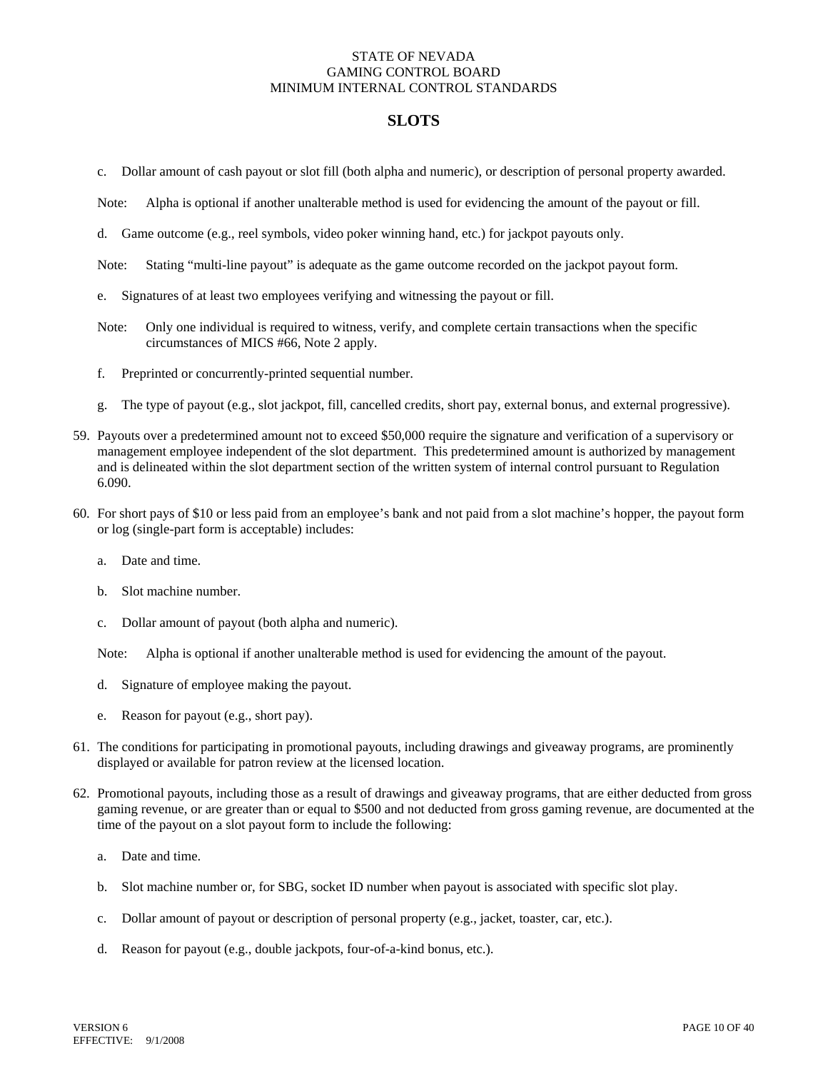c. Dollar amount of cash payout or slot fill (both alpha and numeric), or description of personal property awarded.

Note: Alpha is optional if another unalterable method is used for evidencing the amount of the payout or fill.

d. Game outcome (e.g., reel symbols, video poker winning hand, etc.) for jackpot payouts only.

Note: Stating "multi-line payout" is adequate as the game outcome recorded on the jackpot payout form.

e. Signatures of at least two employees verifying and witnessing the payout or fill.

Note: Only one individual is required to witness, verify, and complete certain transactions when the specific circumstances of MICS #66, Note 2 apply.

f. Preprinted or concurrently-printed sequential number.

g. The type of payout (e.g., slot jackpot, fill, cancelled credits, short pay, external bonus, and external progressive).

59. Payouts over a predetermined amount not to exceed $50,000 require the signature and verification of a supervisory or management employee independent of the slot department. This predetermined amount is authorized by management and is delineated within the slot department section of the written system of internal control pursuant to Regulation 6.090.

60. For short pays of $10 or less paid from an employee's bank and not paid from a slot machine's hopper, the payout form or log (single-part form is acceptable) includes:

    a. Date and time.

    b. Slot machine number.

    c. Dollar amount of payout (both alpha and numeric).

    Note: Alpha is optional if another unalterable method is used for evidencing the amount of the payout.

    d. Signature of employee making the payout.

    e. Reason for payout (e.g., short pay).

61. The conditions for participating in promotional payouts, including drawings and giveaway programs, are prominently displayed or available for patron review at the licensed location.

62. Promotional payouts, including those as a result of drawings and giveaway programs, that are either deducted from gross gaming revenue, or are greater than or equal to $500 and not deducted from gross gaming revenue, are documented at the time of the payout on a slot payout form to include the following:

    a. Date and time.

    b. Slot machine number or, for SBG, socket ID number when payout is associated with specific slot play.

    c. Dollar amount of payout or description of personal property (e.g., jacket, toaster, car, etc.).

    d. Reason for payout (e.g., double jackpots, four-of-a-kind bonus, etc.).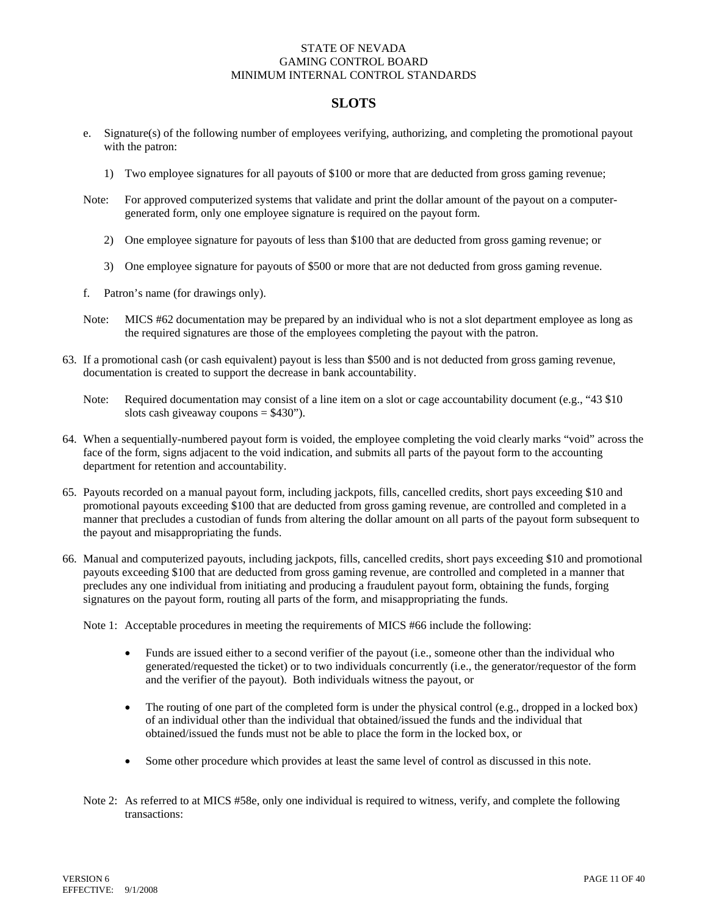e. Signature(s) of the following number of employees verifying, authorizing, and completing the promotional payout with the patron:

   1) Two employee signatures for all payouts of $100 or more that are deducted from gross gaming revenue;

Note: For approved computerized systems that validate and print the dollar amount of the payout on a computer-generated form, only one employee signature is required on the payout form.

   2) One employee signature for payouts of less than $100 that are deducted from gross gaming revenue; or

   3) One employee signature for payouts of $500 or more that are not deducted from gross gaming revenue.

f. Patron's name (for drawings only).

Note: MICS #62 documentation may be prepared by an individual who is not a slot department employee as long as the required signatures are those of the employees completing the payout with the patron.

63. If a promotional cash (or cash equivalent) payout is less than $500 and is not deducted from gross gaming revenue, documentation is created to support the decrease in bank accountability.

    Note: Required documentation may consist of a line item on a slot or cage accountability document (e.g., "43 $10 slots cash giveaway coupons = $430").

64. When a sequentially-numbered payout form is voided, the employee completing the void clearly marks "void" across the face of the form, signs adjacent to the void indication, and submits all parts of the payout form to the accounting department for retention and accountability.

65. Payouts recorded on a manual payout form, including jackpots, fills, cancelled credits, short pays exceeding $10 and promotional payouts exceeding $100 that are deducted from gross gaming revenue, are controlled and completed in a manner that precludes a custodian of funds from altering the dollar amount on all parts of the payout form subsequent to the payout and misappropriating the funds.

66. Manual and computerized payouts, including jackpots, fills, cancelled credits, short pays exceeding $10 and promotional payouts exceeding $100 that are deducted from gross gaming revenue, are controlled and completed in a manner that precludes any one individual from initiating and producing a fraudulent payout form, obtaining the funds, forging signatures on the payout form, routing all parts of the form, and misappropriating the funds.

    Note 1: Acceptable procedures in meeting the requirements of MICS #66 include the following:

    - Funds are issued either to a second verifier of the payout (i.e., someone other than the individual who generated/requested the ticket) or to two individuals concurrently (i.e., the generator/requestor of the form and the verifier of the payout). Both individuals witness the payout, or
    - The routing of one part of the completed form is under the physical control (e.g., dropped in a locked box) of an individual other than the individual that obtained/issued the funds and the individual that obtained/issued the funds must not be able to place the form in the locked box, or
    - Some other procedure which provides at least the same level of control as discussed in this note.

    Note 2: As referred to at MICS #58e, only one individual is required to witness, verify, and complete the following transactions: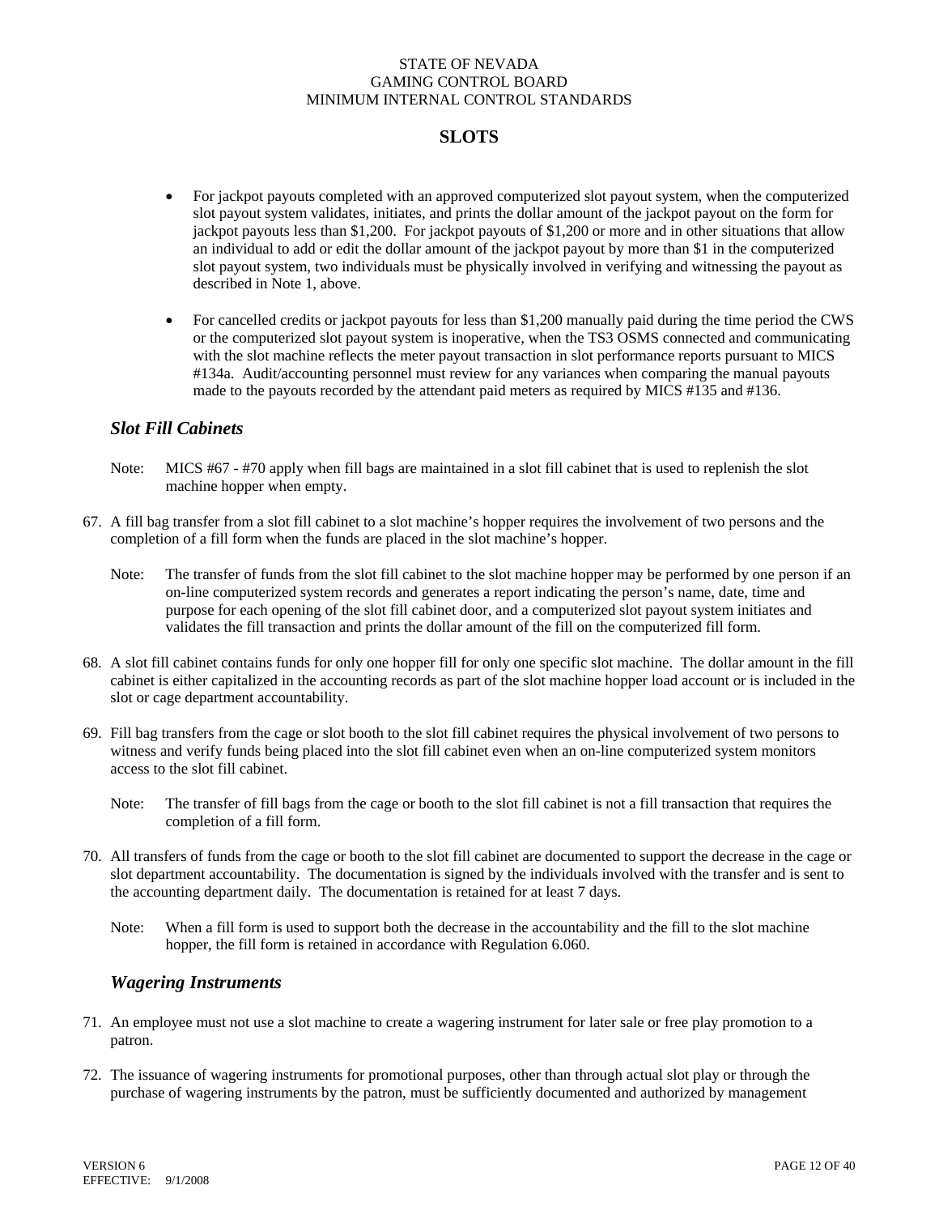- For jackpot payouts completed with an approved computerized slot payout system, when the computerized slot payout system validates, initiates, and prints the dollar amount of the jackpot payout on the form for jackpot payouts less than $1,200. For jackpot payouts of $1,200 or more and in other situations that allow an individual to add or edit the dollar amount of the jackpot payout by more than $1 in the computerized slot payout system, two individuals must be physically involved in verifying and witnessing the payout as described in Note 1, above.

- For cancelled credits or jackpot payouts for less than $1,200 manually paid during the time period the CWS or the computerized slot payout system is inoperative, when the TS3 OSMS connected and communicating with the slot machine reflects the meter payout transaction in slot performance reports pursuant to MICS #134a. Audit/accounting personnel must review for any variances when comparing the manual payouts made to the payouts recorded by the attendant paid meters as required by MICS #135 and #136.

### *Slot Fill Cabinets*

Note: MICS #67 - #70 apply when fill bags are maintained in a slot fill cabinet that is used to replenish the slot machine hopper when empty.

67. A fill bag transfer from a slot fill cabinet to a slot machine's hopper requires the involvement of two persons and the completion of a fill form when the funds are placed in the slot machine's hopper.

    Note: The transfer of funds from the slot fill cabinet to the slot machine hopper may be performed by one person if an on-line computerized system records and generates a report indicating the person's name, date, time and purpose for each opening of the slot fill cabinet door, and a computerized slot payout system initiates and validates the fill transaction and prints the dollar amount of the fill on the computerized fill form.

68. A slot fill cabinet contains funds for only one hopper fill for only one specific slot machine. The dollar amount in the fill cabinet is either capitalized in the accounting records as part of the slot machine hopper load account or is included in the slot or cage department accountability.

69. Fill bag transfers from the cage or slot booth to the slot fill cabinet requires the physical involvement of two persons to witness and verify funds being placed into the slot fill cabinet even when an on-line computerized system monitors access to the slot fill cabinet.

    Note: The transfer of fill bags from the cage or booth to the slot fill cabinet is not a fill transaction that requires the completion of a fill form.

70. All transfers of funds from the cage or booth to the slot fill cabinet are documented to support the decrease in the cage or slot department accountability. The documentation is signed by the individuals involved with the transfer and is sent to the accounting department daily. The documentation is retained for at least 7 days.

    Note: When a fill form is used to support both the decrease in the accountability and the fill to the slot machine hopper, the fill form is retained in accordance with Regulation 6.060.

### *Wagering Instruments*

71. An employee must not use a slot machine to create a wagering instrument for later sale or free play promotion to a patron.

72. The issuance of wagering instruments for promotional purposes, other than through actual slot play or through the purchase of wagering instruments by the patron, must be sufficiently documented and authorized by management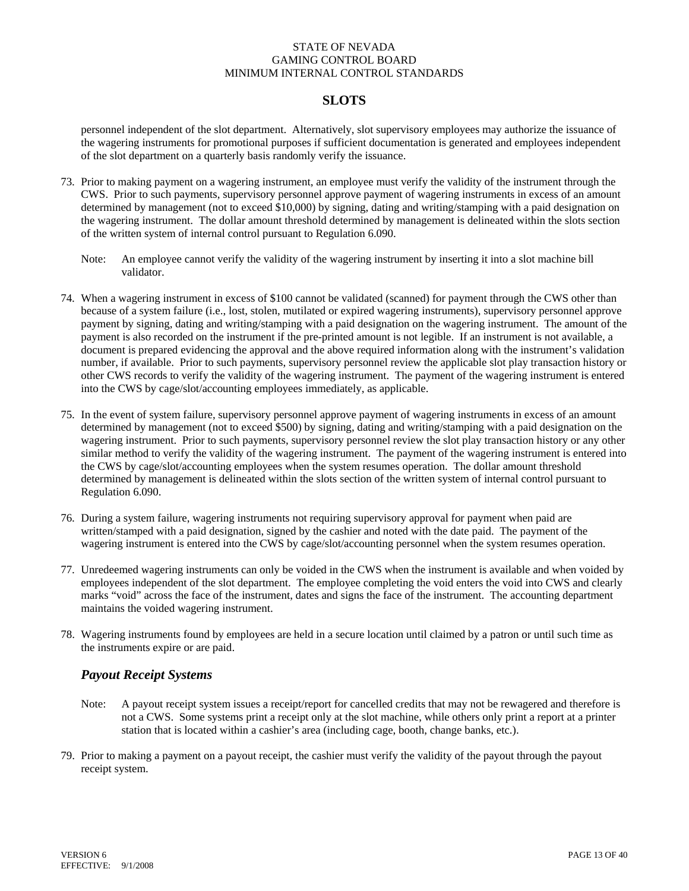personnel independent of the slot department. Alternatively, slot supervisory employees may authorize the issuance of the wagering instruments for promotional purposes if sufficient documentation is generated and employees independent of the slot department on a quarterly basis randomly verify the issuance.

73. Prior to making payment on a wagering instrument, an employee must verify the validity of the instrument through the CWS. Prior to such payments, supervisory personnel approve payment of wagering instruments in excess of an amount determined by management (not to exceed $10,000) by signing, dating and writing/stamping with a paid designation on the wagering instrument. The dollar amount threshold determined by management is delineated within the slots section of the written system of internal control pursuant to Regulation 6.090.

    Note: An employee cannot verify the validity of the wagering instrument by inserting it into a slot machine bill validator.

74. When a wagering instrument in excess of $100 cannot be validated (scanned) for payment through the CWS other than because of a system failure (i.e., lost, stolen, mutilated or expired wagering instruments), supervisory personnel approve payment by signing, dating and writing/stamping with a paid designation on the wagering instrument. The amount of the payment is also recorded on the instrument if the pre-printed amount is not legible. If an instrument is not available, a document is prepared evidencing the approval and the above required information along with the instrument's validation number, if available. Prior to such payments, supervisory personnel review the applicable slot play transaction history or other CWS records to verify the validity of the wagering instrument. The payment of the wagering instrument is entered into the CWS by cage/slot/accounting employees immediately, as applicable.

75. In the event of system failure, supervisory personnel approve payment of wagering instruments in excess of an amount determined by management (not to exceed $500) by signing, dating and writing/stamping with a paid designation on the wagering instrument. Prior to such payments, supervisory personnel review the slot play transaction history or any other similar method to verify the validity of the wagering instrument. The payment of the wagering instrument is entered into the CWS by cage/slot/accounting employees when the system resumes operation. The dollar amount threshold determined by management is delineated within the slots section of the written system of internal control pursuant to Regulation 6.090.

76. During a system failure, wagering instruments not requiring supervisory approval for payment when paid are written/stamped with a paid designation, signed by the cashier and noted with the date paid. The payment of the wagering instrument is entered into the CWS by cage/slot/accounting personnel when the system resumes operation.

77. Unredeemed wagering instruments can only be voided in the CWS when the instrument is available and when voided by employees independent of the slot department. The employee completing the void enters the void into CWS and clearly marks "void" across the face of the instrument, dates and signs the face of the instrument. The accounting department maintains the voided wagering instrument.

78. Wagering instruments found by employees are held in a secure location until claimed by a patron or until such time as the instruments expire or are paid.

### *Payout Receipt Systems*

Note: A payout receipt system issues a receipt/report for cancelled credits that may not be rewagered and therefore is not a CWS. Some systems print a receipt only at the slot machine, while others only print a report at a printer station that is located within a cashier's area (including cage, booth, change banks, etc.).

79. Prior to making a payment on a payout receipt, the cashier must verify the validity of the payout through the payout receipt system.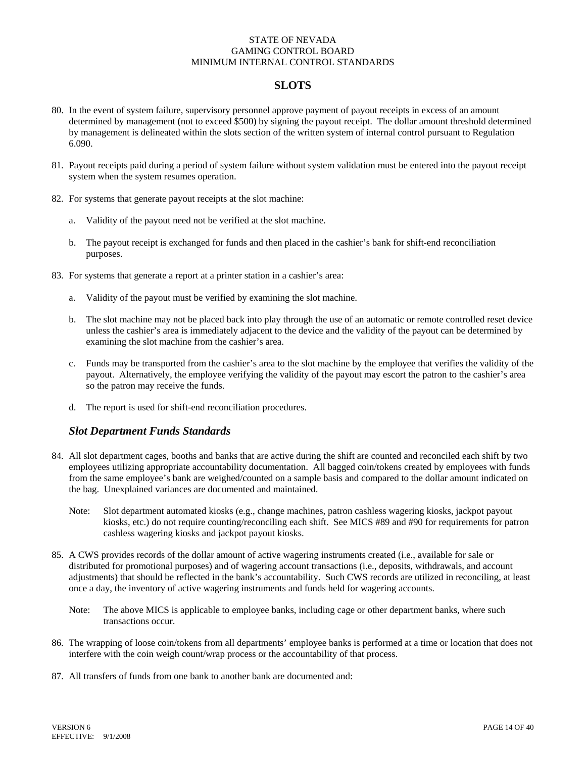# SLOTS

80. In the event of system failure, supervisory personnel approve payment of payout receipts in excess of an amount determined by management (not to exceed $500) by signing the payout receipt. The dollar amount threshold determined by management is delineated within the slots section of the written system of internal control pursuant to Regulation 6.090.

81. Payout receipts paid during a period of system failure without system validation must be entered into the payout receipt system when the system resumes operation.

82. For systems that generate payout receipts at the slot machine:

    a. Validity of the payout need not be verified at the slot machine.

    b. The payout receipt is exchanged for funds and then placed in the cashier's bank for shift-end reconciliation purposes.

83. For systems that generate a report at a printer station in a cashier's area:

    a. Validity of the payout must be verified by examining the slot machine.

    b. The slot machine may not be placed back into play through the use of an automatic or remote controlled reset device unless the cashier's area is immediately adjacent to the device and the validity of the payout can be determined by examining the slot machine from the cashier's area.

    c. Funds may be transported from the cashier's area to the slot machine by the employee that verifies the validity of the payout. Alternatively, the employee verifying the validity of the payout may escort the patron to the cashier's area so the patron may receive the funds.

    d. The report is used for shift-end reconciliation procedures.

## *Slot Department Funds Standards*

84. All slot department cages, booths and banks that are active during the shift are counted and reconciled each shift by two employees utilizing appropriate accountability documentation. All bagged coin/tokens created by employees with funds from the same employee's bank are weighed/counted on a sample basis and compared to the dollar amount indicated on the bag. Unexplained variances are documented and maintained.

    Note: Slot department automated kiosks (e.g., change machines, patron cashless wagering kiosks, jackpot payout kiosks, etc.) do not require counting/reconciling each shift. See MICS #89 and #90 for requirements for patron cashless wagering kiosks and jackpot payout kiosks.

85. A CWS provides records of the dollar amount of active wagering instruments created (i.e., available for sale or distributed for promotional purposes) and of wagering account transactions (i.e., deposits, withdrawals, and account adjustments) that should be reflected in the bank's accountability. Such CWS records are utilized in reconciling, at least once a day, the inventory of active wagering instruments and funds held for wagering accounts.

    Note: The above MICS is applicable to employee banks, including cage or other department banks, where such transactions occur.

86. The wrapping of loose coin/tokens from all departments' employee banks is performed at a time or location that does not interfere with the coin weigh count/wrap process or the accountability of that process.

87. All transfers of funds from one bank to another bank are documented and: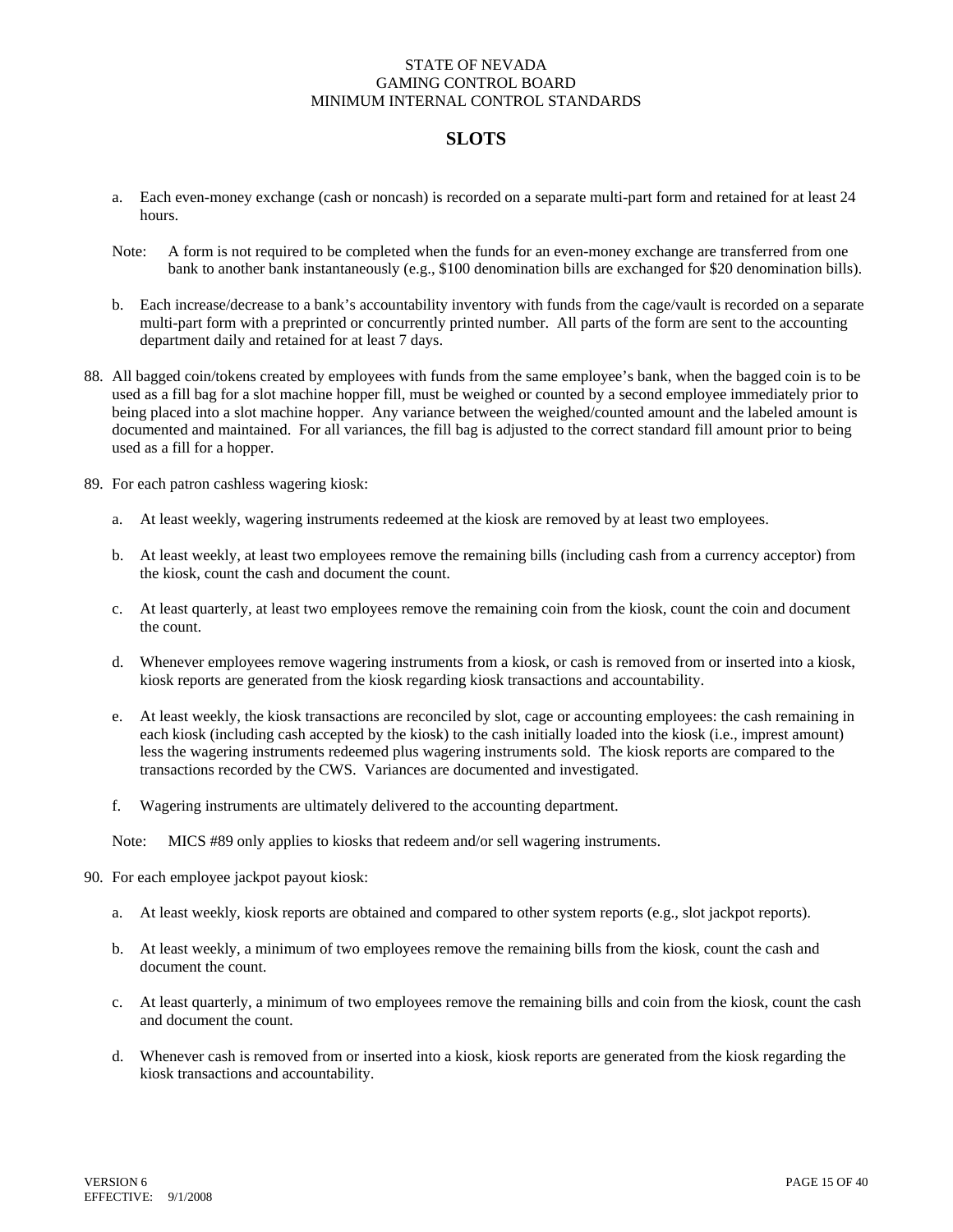a. Each even-money exchange (cash or noncash) is recorded on a separate multi-part form and retained for at least 24 hours.

Note: A form is not required to be completed when the funds for an even-money exchange are transferred from one bank to another bank instantaneously (e.g., $100 denomination bills are exchanged for $20 denomination bills).

b. Each increase/decrease to a bank's accountability inventory with funds from the cage/vault is recorded on a separate multi-part form with a preprinted or concurrently printed number. All parts of the form are sent to the accounting department daily and retained for at least 7 days.

88. All bagged coin/tokens created by employees with funds from the same employee's bank, when the bagged coin is to be used as a fill bag for a slot machine hopper fill, must be weighed or counted by a second employee immediately prior to being placed into a slot machine hopper. Any variance between the weighed/counted amount and the labeled amount is documented and maintained. For all variances, the fill bag is adjusted to the correct standard fill amount prior to being used as a fill for a hopper.

89. For each patron cashless wagering kiosk:

   a. At least weekly, wagering instruments redeemed at the kiosk are removed by at least two employees.

   b. At least weekly, at least two employees remove the remaining bills (including cash from a currency acceptor) from the kiosk, count the cash and document the count.

   c. At least quarterly, at least two employees remove the remaining coin from the kiosk, count the coin and document the count.

   d. Whenever employees remove wagering instruments from a kiosk, or cash is removed from or inserted into a kiosk, kiosk reports are generated from the kiosk regarding kiosk transactions and accountability.

   e. At least weekly, the kiosk transactions are reconciled by slot, cage or accounting employees: the cash remaining in each kiosk (including cash accepted by the kiosk) to the cash initially loaded into the kiosk (i.e., imprest amount) less the wagering instruments redeemed plus wagering instruments sold. The kiosk reports are compared to the transactions recorded by the CWS. Variances are documented and investigated.

   f. Wagering instruments are ultimately delivered to the accounting department.

   Note: MICS #89 only applies to kiosks that redeem and/or sell wagering instruments.

90. For each employee jackpot payout kiosk:

   a. At least weekly, kiosk reports are obtained and compared to other system reports (e.g., slot jackpot reports).

   b. At least weekly, a minimum of two employees remove the remaining bills from the kiosk, count the cash and document the count.

   c. At least quarterly, a minimum of two employees remove the remaining bills and coin from the kiosk, count the cash and document the count.

   d. Whenever cash is removed from or inserted into a kiosk, kiosk reports are generated from the kiosk regarding the kiosk transactions and accountability.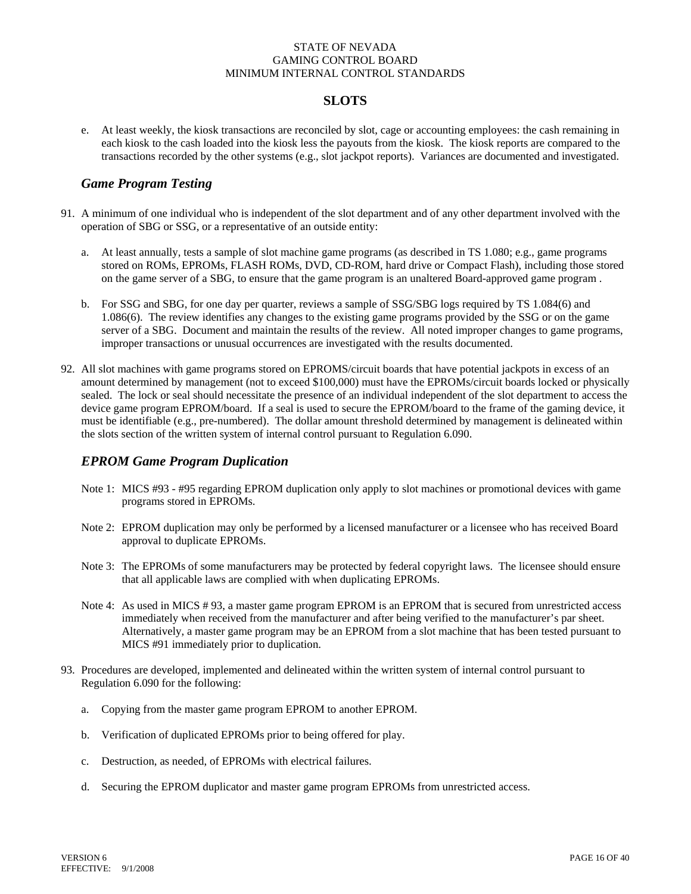# SLOTS

e. At least weekly, the kiosk transactions are reconciled by slot, cage or accounting employees: the cash remaining in each kiosk to the cash loaded into the kiosk less the payouts from the kiosk. The kiosk reports are compared to the transactions recorded by the other systems (e.g., slot jackpot reports). Variances are documented and investigated.

## *Game Program Testing*

91. A minimum of one individual who is independent of the slot department and of any other department involved with the operation of SBG or SSG, or a representative of an outside entity:

    a. At least annually, tests a sample of slot machine game programs (as described in TS 1.080; e.g., game programs stored on ROMs, EPROMs, FLASH ROMs, DVD, CD-ROM, hard drive or Compact Flash), including those stored on the game server of a SBG, to ensure that the game program is an unaltered Board-approved game program .

    b. For SSG and SBG, for one day per quarter, reviews a sample of SSG/SBG logs required by TS 1.084(6) and 1.086(6). The review identifies any changes to the existing game programs provided by the SSG or on the game server of a SBG. Document and maintain the results of the review. All noted improper changes to game programs, improper transactions or unusual occurrences are investigated with the results documented.

92. All slot machines with game programs stored on EPROMS/circuit boards that have potential jackpots in excess of an amount determined by management (not to exceed $100,000) must have the EPROMs/circuit boards locked or physically sealed. The lock or seal should necessitate the presence of an individual independent of the slot department to access the device game program EPROM/board. If a seal is used to secure the EPROM/board to the frame of the gaming device, it must be identifiable (e.g., pre-numbered). The dollar amount threshold determined by management is delineated within the slots section of the written system of internal control pursuant to Regulation 6.090.

## *EPROM Game Program Duplication*

Note 1: MICS #93 - #95 regarding EPROM duplication only apply to slot machines or promotional devices with game programs stored in EPROMs.

Note 2: EPROM duplication may only be performed by a licensed manufacturer or a licensee who has received Board approval to duplicate EPROMs.

Note 3: The EPROMs of some manufacturers may be protected by federal copyright laws. The licensee should ensure that all applicable laws are complied with when duplicating EPROMs.

Note 4: As used in MICS # 93, a master game program EPROM is an EPROM that is secured from unrestricted access immediately when received from the manufacturer and after being verified to the manufacturer's par sheet. Alternatively, a master game program may be an EPROM from a slot machine that has been tested pursuant to MICS #91 immediately prior to duplication.

93. Procedures are developed, implemented and delineated within the written system of internal control pursuant to Regulation 6.090 for the following:

    a. Copying from the master game program EPROM to another EPROM.

    b. Verification of duplicated EPROMs prior to being offered for play.

    c. Destruction, as needed, of EPROMs with electrical failures.

    d. Securing the EPROM duplicator and master game program EPROMs from unrestricted access.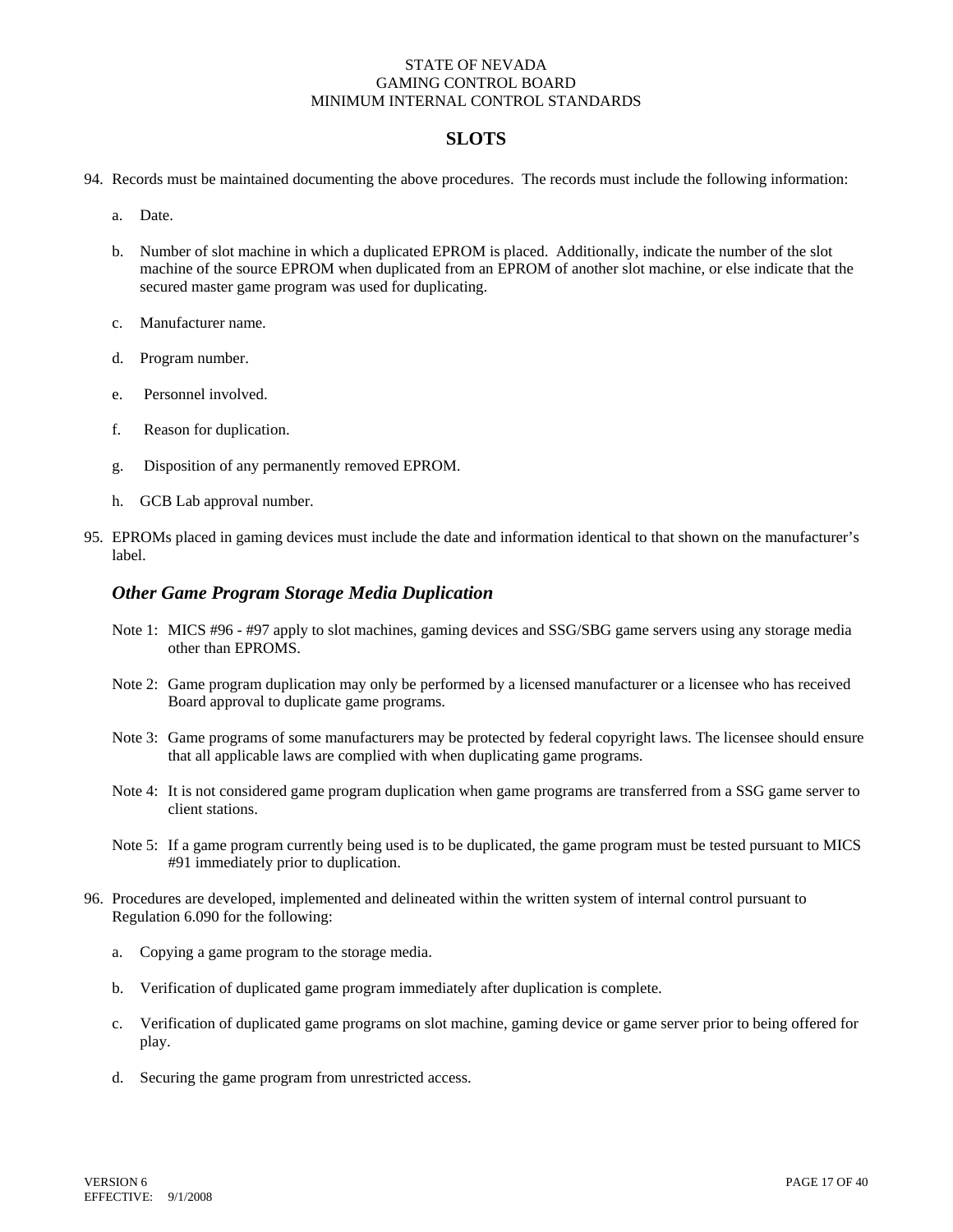STATE OF NEVADA
GAMING CONTROL BOARD
MINIMUM INTERNAL CONTROL STANDARDS

# SLOTS

94. Records must be maintained documenting the above procedures. The records must include the following information:

    a. Date.

    b. Number of slot machine in which a duplicated EPROM is placed. Additionally, indicate the number of the slot machine of the source EPROM when duplicated from an EPROM of another slot machine, or else indicate that the secured master game program was used for duplicating.

    c. Manufacturer name.

    d. Program number.

    e. Personnel involved.

    f. Reason for duplication.

    g. Disposition of any permanently removed EPROM.

    h. GCB Lab approval number.

95. EPROMs placed in gaming devices must include the date and information identical to that shown on the manufacturer's label.

## *Other Game Program Storage Media Duplication*

Note 1: MICS #96 - #97 apply to slot machines, gaming devices and SSG/SBG game servers using any storage media other than EPROMS.

Note 2: Game program duplication may only be performed by a licensed manufacturer or a licensee who has received Board approval to duplicate game programs.

Note 3: Game programs of some manufacturers may be protected by federal copyright laws. The licensee should ensure that all applicable laws are complied with when duplicating game programs.

Note 4: It is not considered game program duplication when game programs are transferred from a SSG game server to client stations.

Note 5: If a game program currently being used is to be duplicated, the game program must be tested pursuant to MICS #91 immediately prior to duplication.

96. Procedures are developed, implemented and delineated within the written system of internal control pursuant to Regulation 6.090 for the following:

    a. Copying a game program to the storage media.

    b. Verification of duplicated game program immediately after duplication is complete.

    c. Verification of duplicated game programs on slot machine, gaming device or game server prior to being offered for play.

    d. Securing the game program from unrestricted access.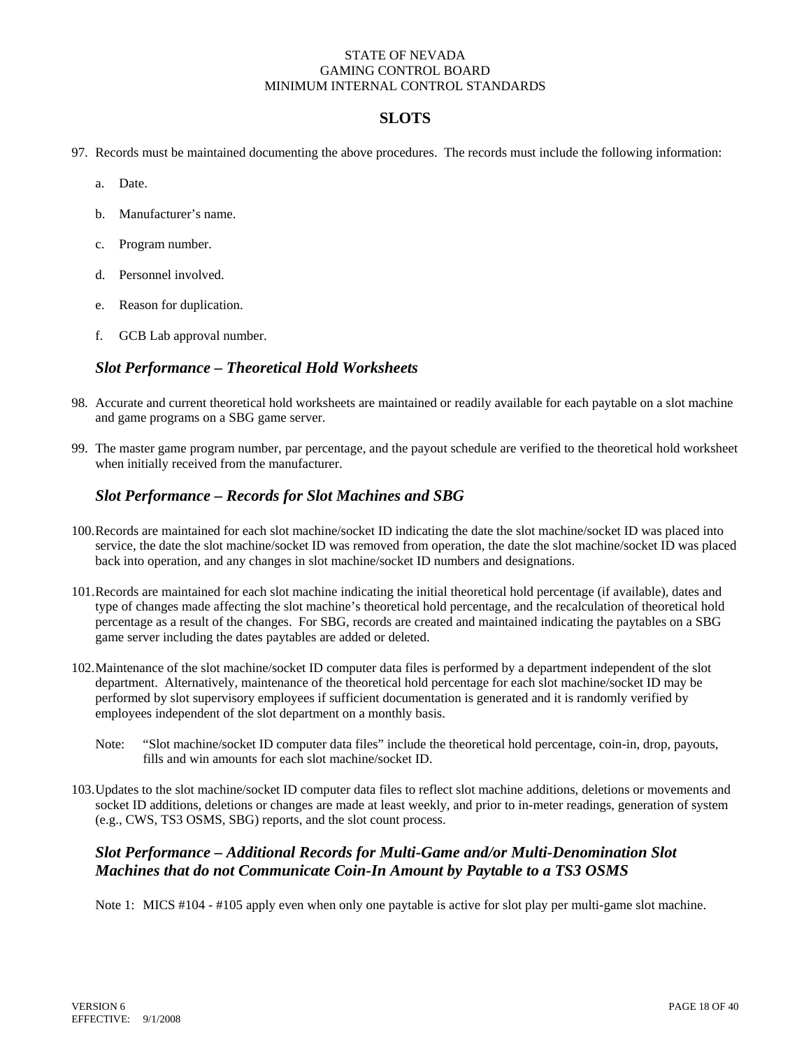# STATE OF NEVADA
# GAMING CONTROL BOARD
# MINIMUM INTERNAL CONTROL STANDARDS

## SLOTS

97. Records must be maintained documenting the above procedures. The records must include the following information:

    a. Date.

    b. Manufacturer's name.

    c. Program number.

    d. Personnel involved.

    e. Reason for duplication.

    f. GCB Lab approval number.

### *Slot Performance – Theoretical Hold Worksheets*

98. Accurate and current theoretical hold worksheets are maintained or readily available for each paytable on a slot machine and game programs on a SBG game server.

99. The master game program number, par percentage, and the payout schedule are verified to the theoretical hold worksheet when initially received from the manufacturer.

### *Slot Performance – Records for Slot Machines and SBG*

100. Records are maintained for each slot machine/socket ID indicating the date the slot machine/socket ID was placed into service, the date the slot machine/socket ID was removed from operation, the date the slot machine/socket ID was placed back into operation, and any changes in slot machine/socket ID numbers and designations.

101. Records are maintained for each slot machine indicating the initial theoretical hold percentage (if available), dates and type of changes made affecting the slot machine's theoretical hold percentage, and the recalculation of theoretical hold percentage as a result of the changes. For SBG, records are created and maintained indicating the paytables on a SBG game server including the dates paytables are added or deleted.

102. Maintenance of the slot machine/socket ID computer data files is performed by a department independent of the slot department. Alternatively, maintenance of the theoretical hold percentage for each slot machine/socket ID may be performed by slot supervisory employees if sufficient documentation is generated and it is randomly verified by employees independent of the slot department on a monthly basis.

    Note: "Slot machine/socket ID computer data files" include the theoretical hold percentage, coin-in, drop, payouts, fills and win amounts for each slot machine/socket ID.

103. Updates to the slot machine/socket ID computer data files to reflect slot machine additions, deletions or movements and socket ID additions, deletions or changes are made at least weekly, and prior to in-meter readings, generation of system (e.g., CWS, TS3 OSMS, SBG) reports, and the slot count process.

### *Slot Performance – Additional Records for Multi-Game and/or Multi-Denomination Slot Machines that do not Communicate Coin-In Amount by Paytable to a TS3 OSMS*

Note 1: MICS #104 - #105 apply even when only one paytable is active for slot play per multi-game slot machine.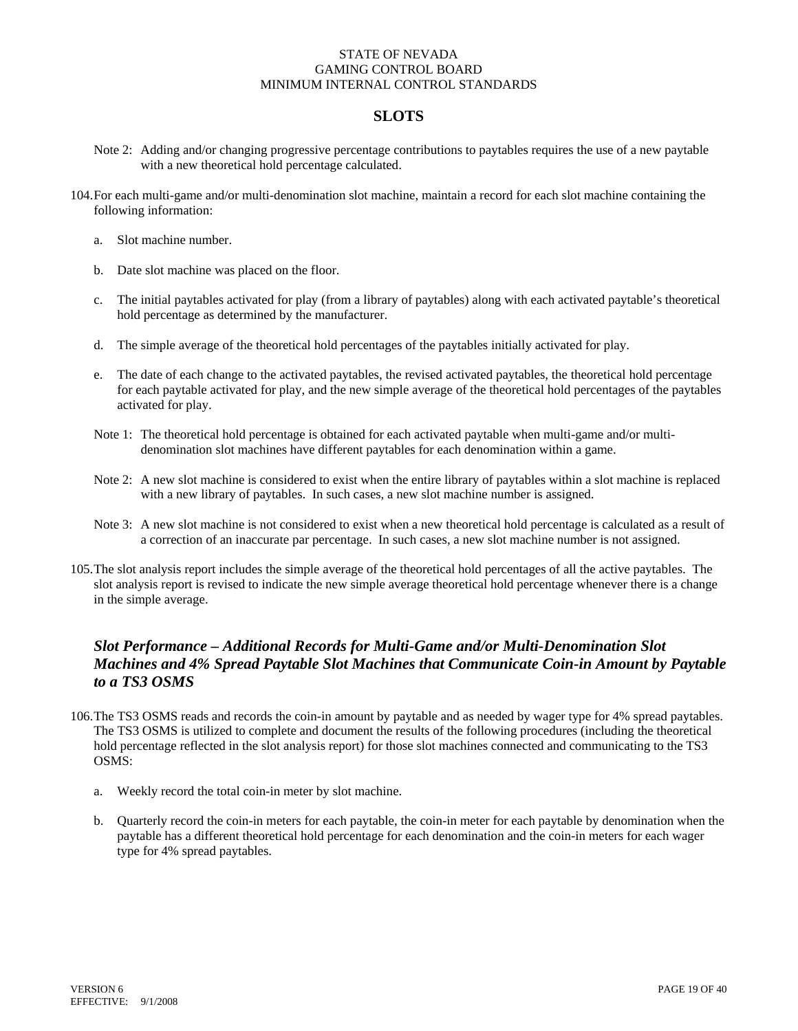Note 2: Adding and/or changing progressive percentage contributions to paytables requires the use of a new paytable with a new theoretical hold percentage calculated.

104. For each multi-game and/or multi-denomination slot machine, maintain a record for each slot machine containing the following information:

  a. Slot machine number.

  b. Date slot machine was placed on the floor.

  c. The initial paytables activated for play (from a library of paytables) along with each activated paytable's theoretical hold percentage as determined by the manufacturer.

  d. The simple average of the theoretical hold percentages of the paytables initially activated for play.

  e. The date of each change to the activated paytables, the revised activated paytables, the theoretical hold percentage for each paytable activated for play, and the new simple average of the theoretical hold percentages of the paytables activated for play.

  Note 1: The theoretical hold percentage is obtained for each activated paytable when multi-game and/or multi-denomination slot machines have different paytables for each denomination within a game.

  Note 2: A new slot machine is considered to exist when the entire library of paytables within a slot machine is replaced with a new library of paytables. In such cases, a new slot machine number is assigned.

  Note 3: A new slot machine is not considered to exist when a new theoretical hold percentage is calculated as a result of a correction of an inaccurate par percentage. In such cases, a new slot machine number is not assigned.

105. The slot analysis report includes the simple average of the theoretical hold percentages of all the active paytables. The slot analysis report is revised to indicate the new simple average theoretical hold percentage whenever there is a change in the simple average.

## *Slot Performance – Additional Records for Multi-Game and/or Multi-Denomination Slot Machines and 4% Spread Paytable Slot Machines that Communicate Coin-in Amount by Paytable to a TS3 OSMS*

106. The TS3 OSMS reads and records the coin-in amount by paytable and as needed by wager type for 4% spread paytables. The TS3 OSMS is utilized to complete and document the results of the following procedures (including the theoretical hold percentage reflected in the slot analysis report) for those slot machines connected and communicating to the TS3 OSMS:

  a. Weekly record the total coin-in meter by slot machine.

  b. Quarterly record the coin-in meters for each paytable, the coin-in meter for each paytable by denomination when the paytable has a different theoretical hold percentage for each denomination and the coin-in meters for each wager type for 4% spread paytables.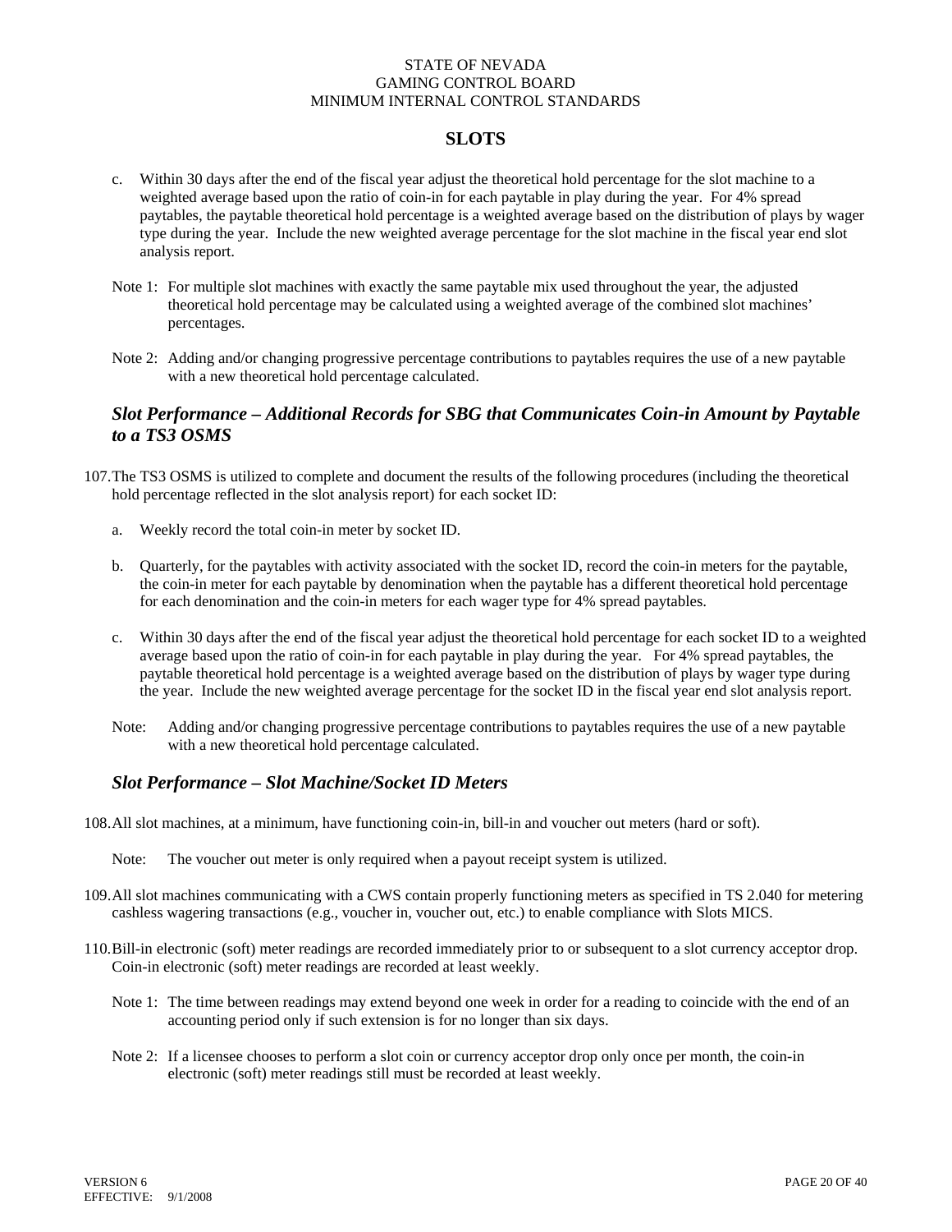c. Within 30 days after the end of the fiscal year adjust the theoretical hold percentage for the slot machine to a weighted average based upon the ratio of coin-in for each paytable in play during the year. For 4% spread paytables, the paytable theoretical hold percentage is a weighted average based on the distribution of plays by wager type during the year. Include the new weighted average percentage for the slot machine in the fiscal year end slot analysis report.

Note 1: For multiple slot machines with exactly the same paytable mix used throughout the year, the adjusted theoretical hold percentage may be calculated using a weighted average of the combined slot machines' percentages.

Note 2: Adding and/or changing progressive percentage contributions to paytables requires the use of a new paytable with a new theoretical hold percentage calculated.

### *Slot Performance – Additional Records for SBG that Communicates Coin-in Amount by Paytable to a TS3 OSMS*

107. The TS3 OSMS is utilized to complete and document the results of the following procedures (including the theoretical hold percentage reflected in the slot analysis report) for each socket ID:

   a. Weekly record the total coin-in meter by socket ID.

   b. Quarterly, for the paytables with activity associated with the socket ID, record the coin-in meters for the paytable, the coin-in meter for each paytable by denomination when the paytable has a different theoretical hold percentage for each denomination and the coin-in meters for each wager type for 4% spread paytables.

   c. Within 30 days after the end of the fiscal year adjust the theoretical hold percentage for each socket ID to a weighted average based upon the ratio of coin-in for each paytable in play during the year. For 4% spread paytables, the paytable theoretical hold percentage is a weighted average based on the distribution of plays by wager type during the year. Include the new weighted average percentage for the socket ID in the fiscal year end slot analysis report.

   Note: Adding and/or changing progressive percentage contributions to paytables requires the use of a new paytable with a new theoretical hold percentage calculated.

### *Slot Performance – Slot Machine/Socket ID Meters*

108. All slot machines, at a minimum, have functioning coin-in, bill-in and voucher out meters (hard or soft).

   Note: The voucher out meter is only required when a payout receipt system is utilized.

109. All slot machines communicating with a CWS contain properly functioning meters as specified in TS 2.040 for metering cashless wagering transactions (e.g., voucher in, voucher out, etc.) to enable compliance with Slots MICS.

110. Bill-in electronic (soft) meter readings are recorded immediately prior to or subsequent to a slot currency acceptor drop. Coin-in electronic (soft) meter readings are recorded at least weekly.

   Note 1: The time between readings may extend beyond one week in order for a reading to coincide with the end of an accounting period only if such extension is for no longer than six days.

   Note 2: If a licensee chooses to perform a slot coin or currency acceptor drop only once per month, the coin-in electronic (soft) meter readings still must be recorded at least weekly.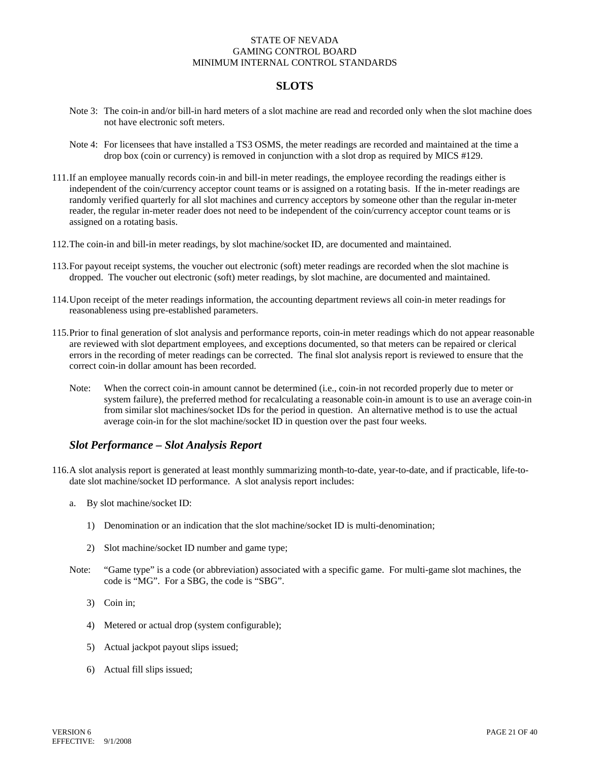Note 3: The coin-in and/or bill-in hard meters of a slot machine are read and recorded only when the slot machine does not have electronic soft meters.

Note 4: For licensees that have installed a TS3 OSMS, the meter readings are recorded and maintained at the time a drop box (coin or currency) is removed in conjunction with a slot drop as required by MICS #129.

111. If an employee manually records coin-in and bill-in meter readings, the employee recording the readings either is independent of the coin/currency acceptor count teams or is assigned on a rotating basis. If the in-meter readings are randomly verified quarterly for all slot machines and currency acceptors by someone other than the regular in-meter reader, the regular in-meter reader does not need to be independent of the coin/currency acceptor count teams or is assigned on a rotating basis.

112. The coin-in and bill-in meter readings, by slot machine/socket ID, are documented and maintained.

113. For payout receipt systems, the voucher out electronic (soft) meter readings are recorded when the slot machine is dropped. The voucher out electronic (soft) meter readings, by slot machine, are documented and maintained.

114. Upon receipt of the meter readings information, the accounting department reviews all coin-in meter readings for reasonableness using pre-established parameters.

115. Prior to final generation of slot analysis and performance reports, coin-in meter readings which do not appear reasonable are reviewed with slot department employees, and exceptions documented, so that meters can be repaired or clerical errors in the recording of meter readings can be corrected. The final slot analysis report is reviewed to ensure that the correct coin-in dollar amount has been recorded.

Note: When the correct coin-in amount cannot be determined (i.e., coin-in not recorded properly due to meter or system failure), the preferred method for recalculating a reasonable coin-in amount is to use an average coin-in from similar slot machines/socket IDs for the period in question. An alternative method is to use the actual average coin-in for the slot machine/socket ID in question over the past four weeks.

### *Slot Performance – Slot Analysis Report*

116. A slot analysis report is generated at least monthly summarizing month-to-date, year-to-date, and if practicable, life-to-date slot machine/socket ID performance. A slot analysis report includes:

a. By slot machine/socket ID:

1) Denomination or an indication that the slot machine/socket ID is multi-denomination;

2) Slot machine/socket ID number and game type;

Note: "Game type" is a code (or abbreviation) associated with a specific game. For multi-game slot machines, the code is "MG". For a SBG, the code is "SBG".

3) Coin in;

4) Metered or actual drop (system configurable);

5) Actual jackpot payout slips issued;

6) Actual fill slips issued;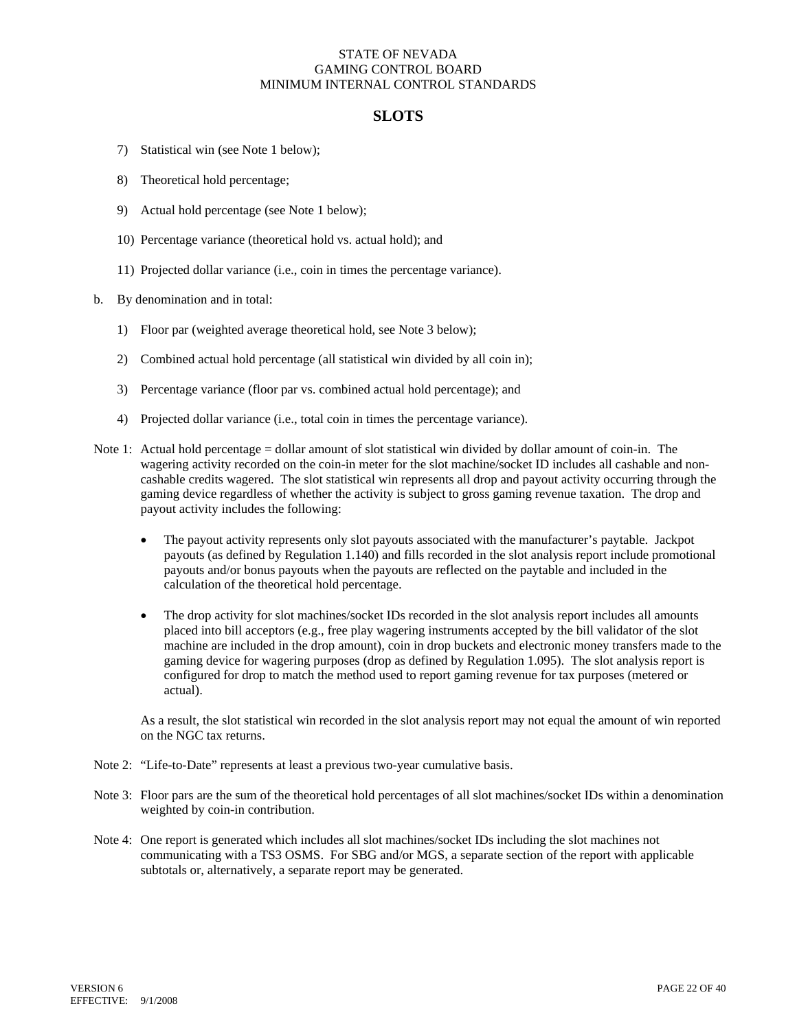## SLOTS

7) Statistical win (see Note 1 below);

8) Theoretical hold percentage;

9) Actual hold percentage (see Note 1 below);

10) Percentage variance (theoretical hold vs. actual hold); and

11) Projected dollar variance (i.e., coin in times the percentage variance).

b. By denomination and in total:

1) Floor par (weighted average theoretical hold, see Note 3 below);

2) Combined actual hold percentage (all statistical win divided by all coin in);

3) Percentage variance (floor par vs. combined actual hold percentage); and

4) Projected dollar variance (i.e., total coin in times the percentage variance).

Note 1: Actual hold percentage = dollar amount of slot statistical win divided by dollar amount of coin-in. The wagering activity recorded on the coin-in meter for the slot machine/socket ID includes all cashable and non-cashable credits wagered. The slot statistical win represents all drop and payout activity occurring through the gaming device regardless of whether the activity is subject to gross gaming revenue taxation. The drop and payout activity includes the following:

- The payout activity represents only slot payouts associated with the manufacturer's paytable. Jackpot payouts (as defined by Regulation 1.140) and fills recorded in the slot analysis report include promotional payouts and/or bonus payouts when the payouts are reflected on the paytable and included in the calculation of the theoretical hold percentage.

- The drop activity for slot machines/socket IDs recorded in the slot analysis report includes all amounts placed into bill acceptors (e.g., free play wagering instruments accepted by the bill validator of the slot machine are included in the drop amount), coin in drop buckets and electronic money transfers made to the gaming device for wagering purposes (drop as defined by Regulation 1.095). The slot analysis report is configured for drop to match the method used to report gaming revenue for tax purposes (metered or actual).

As a result, the slot statistical win recorded in the slot analysis report may not equal the amount of win reported on the NGC tax returns.

Note 2: "Life-to-Date" represents at least a previous two-year cumulative basis.

Note 3: Floor pars are the sum of the theoretical hold percentages of all slot machines/socket IDs within a denomination weighted by coin-in contribution.

Note 4: One report is generated which includes all slot machines/socket IDs including the slot machines not communicating with a TS3 OSMS. For SBG and/or MGS, a separate section of the report with applicable subtotals or, alternatively, a separate report may be generated.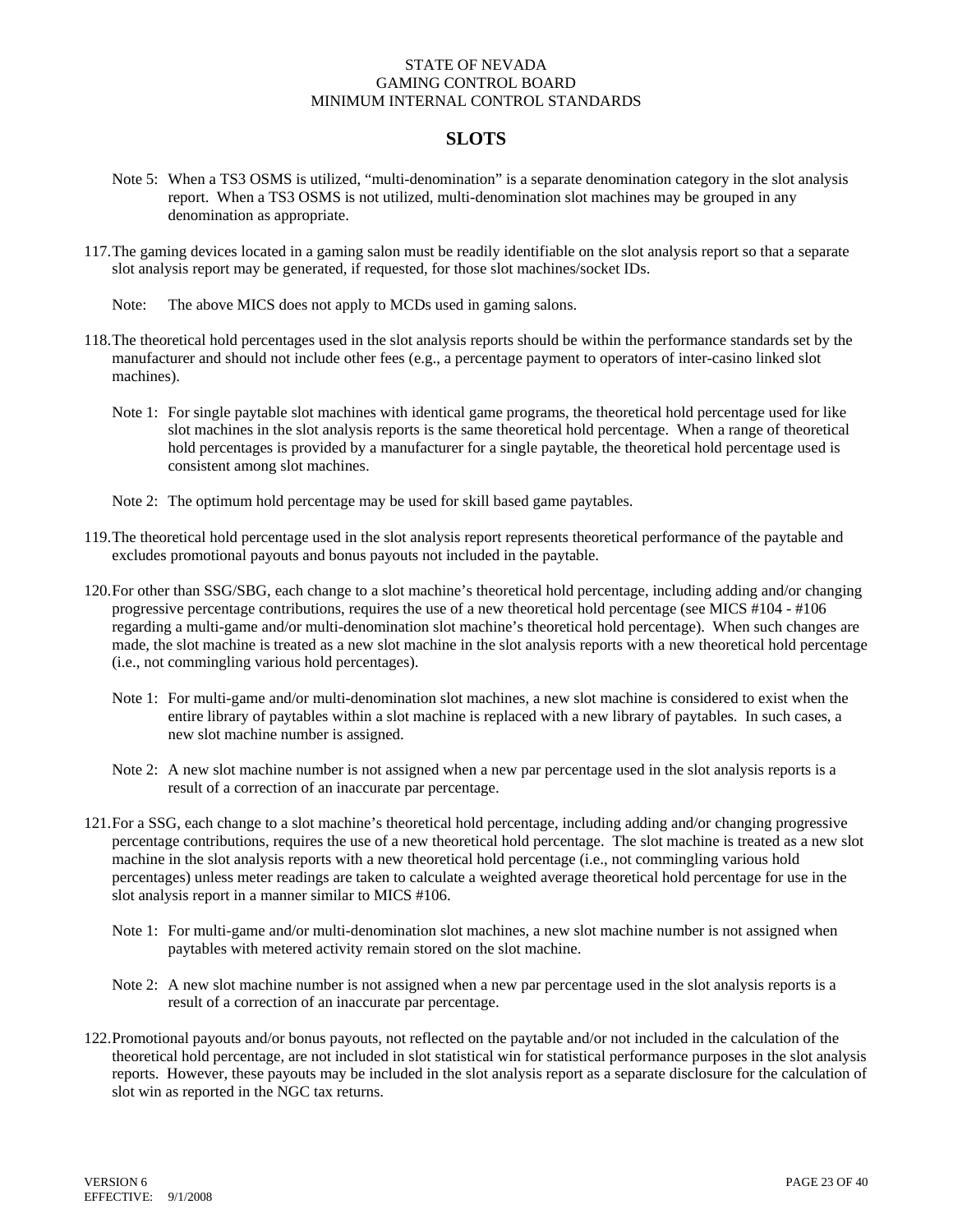# SLOTS

Note 5: When a TS3 OSMS is utilized, "multi-denomination" is a separate denomination category in the slot analysis report. When a TS3 OSMS is not utilized, multi-denomination slot machines may be grouped in any denomination as appropriate.

117. The gaming devices located in a gaming salon must be readily identifiable on the slot analysis report so that a separate slot analysis report may be generated, if requested, for those slot machines/socket IDs.

   Note: The above MICS does not apply to MCDs used in gaming salons.

118. The theoretical hold percentages used in the slot analysis reports should be within the performance standards set by the manufacturer and should not include other fees (e.g., a percentage payment to operators of inter-casino linked slot machines).

   Note 1: For single paytable slot machines with identical game programs, the theoretical hold percentage used for like slot machines in the slot analysis reports is the same theoretical hold percentage. When a range of theoretical hold percentages is provided by a manufacturer for a single paytable, the theoretical hold percentage used is consistent among slot machines.

   Note 2: The optimum hold percentage may be used for skill based game paytables.

119. The theoretical hold percentage used in the slot analysis report represents theoretical performance of the paytable and excludes promotional payouts and bonus payouts not included in the paytable.

120. For other than SSG/SBG, each change to a slot machine's theoretical hold percentage, including adding and/or changing progressive percentage contributions, requires the use of a new theoretical hold percentage (see MICS #104 - #106 regarding a multi-game and/or multi-denomination slot machine's theoretical hold percentage). When such changes are made, the slot machine is treated as a new slot machine in the slot analysis reports with a new theoretical hold percentage (i.e., not commingling various hold percentages).

   Note 1: For multi-game and/or multi-denomination slot machines, a new slot machine is considered to exist when the entire library of paytables within a slot machine is replaced with a new library of paytables. In such cases, a new slot machine number is assigned.

   Note 2: A new slot machine number is not assigned when a new par percentage used in the slot analysis reports is a result of a correction of an inaccurate par percentage.

121. For a SSG, each change to a slot machine's theoretical hold percentage, including adding and/or changing progressive percentage contributions, requires the use of a new theoretical hold percentage. The slot machine is treated as a new slot machine in the slot analysis reports with a new theoretical hold percentage (i.e., not commingling various hold percentages) unless meter readings are taken to calculate a weighted average theoretical hold percentage for use in the slot analysis report in a manner similar to MICS #106.

   Note 1: For multi-game and/or multi-denomination slot machines, a new slot machine number is not assigned when paytables with metered activity remain stored on the slot machine.

   Note 2: A new slot machine number is not assigned when a new par percentage used in the slot analysis reports is a result of a correction of an inaccurate par percentage.

122. Promotional payouts and/or bonus payouts, not reflected on the paytable and/or not included in the calculation of the theoretical hold percentage, are not included in slot statistical win for statistical performance purposes in the slot analysis reports. However, these payouts may be included in the slot analysis report as a separate disclosure for the calculation of slot win as reported in the NGC tax returns.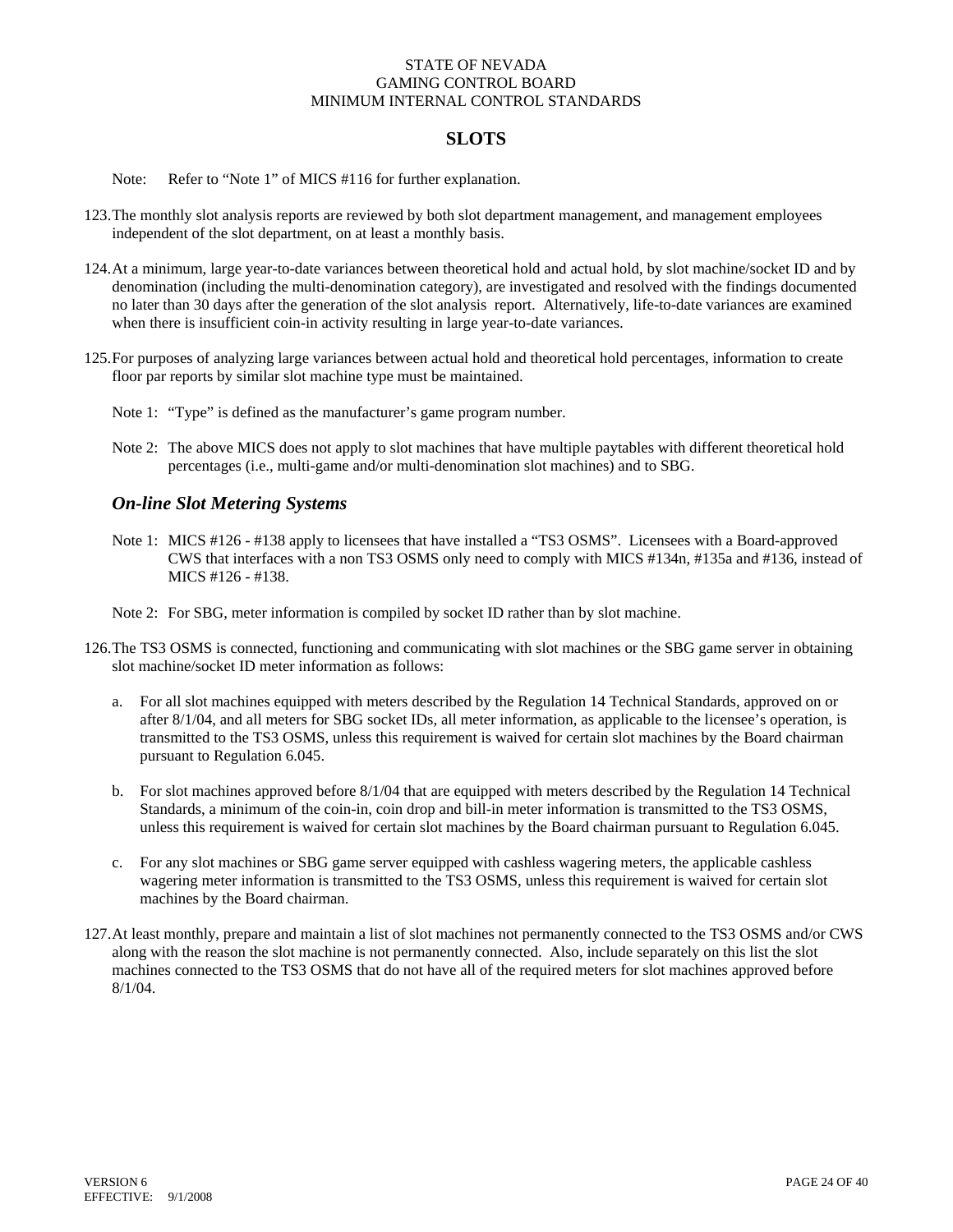# SLOTS

Note: Refer to "Note 1" of MICS #116 for further explanation.

123. The monthly slot analysis reports are reviewed by both slot department management, and management employees independent of the slot department, on at least a monthly basis.

124. At a minimum, large year-to-date variances between theoretical hold and actual hold, by slot machine/socket ID and by denomination (including the multi-denomination category), are investigated and resolved with the findings documented no later than 30 days after the generation of the slot analysis report. Alternatively, life-to-date variances are examined when there is insufficient coin-in activity resulting in large year-to-date variances.

125. For purposes of analyzing large variances between actual hold and theoretical hold percentages, information to create floor par reports by similar slot machine type must be maintained.

    Note 1: "Type" is defined as the manufacturer's game program number.

    Note 2: The above MICS does not apply to slot machines that have multiple paytables with different theoretical hold percentages (i.e., multi-game and/or multi-denomination slot machines) and to SBG.

## *On-line Slot Metering Systems*

Note 1: MICS #126 - #138 apply to licensees that have installed a "TS3 OSMS". Licensees with a Board-approved CWS that interfaces with a non TS3 OSMS only need to comply with MICS #134n, #135a and #136, instead of MICS #126 - #138.

Note 2: For SBG, meter information is compiled by socket ID rather than by slot machine.

126. The TS3 OSMS is connected, functioning and communicating with slot machines or the SBG game server in obtaining slot machine/socket ID meter information as follows:

    a. For all slot machines equipped with meters described by the Regulation 14 Technical Standards, approved on or after 8/1/04, and all meters for SBG socket IDs, all meter information, as applicable to the licensee's operation, is transmitted to the TS3 OSMS, unless this requirement is waived for certain slot machines by the Board chairman pursuant to Regulation 6.045.

    b. For slot machines approved before 8/1/04 that are equipped with meters described by the Regulation 14 Technical Standards, a minimum of the coin-in, coin drop and bill-in meter information is transmitted to the TS3 OSMS, unless this requirement is waived for certain slot machines by the Board chairman pursuant to Regulation 6.045.

    c. For any slot machines or SBG game server equipped with cashless wagering meters, the applicable cashless wagering meter information is transmitted to the TS3 OSMS, unless this requirement is waived for certain slot machines by the Board chairman.

127. At least monthly, prepare and maintain a list of slot machines not permanently connected to the TS3 OSMS and/or CWS along with the reason the slot machine is not permanently connected. Also, include separately on this list the slot machines connected to the TS3 OSMS that do not have all of the required meters for slot machines approved before 8/1/04.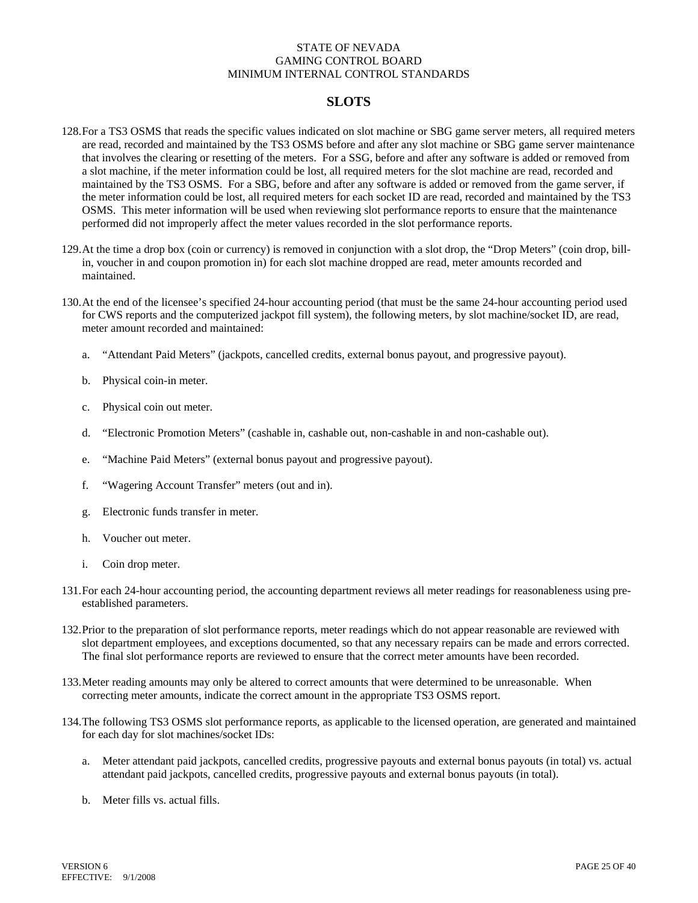STATE OF NEVADA
GAMING CONTROL BOARD
MINIMUM INTERNAL CONTROL STANDARDS

## SLOTS

128. For a TS3 OSMS that reads the specific values indicated on slot machine or SBG game server meters, all required meters are read, recorded and maintained by the TS3 OSMS before and after any slot machine or SBG game server maintenance that involves the clearing or resetting of the meters. For a SSG, before and after any software is added or removed from a slot machine, if the meter information could be lost, all required meters for the slot machine are read, recorded and maintained by the TS3 OSMS. For a SBG, before and after any software is added or removed from the game server, if the meter information could be lost, all required meters for each socket ID are read, recorded and maintained by the TS3 OSMS. This meter information will be used when reviewing slot performance reports to ensure that the maintenance performed did not improperly affect the meter values recorded in the slot performance reports.

129. At the time a drop box (coin or currency) is removed in conjunction with a slot drop, the "Drop Meters" (coin drop, bill-in, voucher in and coupon promotion in) for each slot machine dropped are read, meter amounts recorded and maintained.

130. At the end of the licensee's specified 24-hour accounting period (that must be the same 24-hour accounting period used for CWS reports and the computerized jackpot fill system), the following meters, by slot machine/socket ID, are read, meter amount recorded and maintained:

    a. "Attendant Paid Meters" (jackpots, cancelled credits, external bonus payout, and progressive payout).

    b. Physical coin-in meter.

    c. Physical coin out meter.

    d. "Electronic Promotion Meters" (cashable in, cashable out, non-cashable in and non-cashable out).

    e. "Machine Paid Meters" (external bonus payout and progressive payout).

    f. "Wagering Account Transfer" meters (out and in).

    g. Electronic funds transfer in meter.

    h. Voucher out meter.

    i. Coin drop meter.

131. For each 24-hour accounting period, the accounting department reviews all meter readings for reasonableness using pre-established parameters.

132. Prior to the preparation of slot performance reports, meter readings which do not appear reasonable are reviewed with slot department employees, and exceptions documented, so that any necessary repairs can be made and errors corrected. The final slot performance reports are reviewed to ensure that the correct meter amounts have been recorded.

133. Meter reading amounts may only be altered to correct amounts that were determined to be unreasonable. When correcting meter amounts, indicate the correct amount in the appropriate TS3 OSMS report.

134. The following TS3 OSMS slot performance reports, as applicable to the licensed operation, are generated and maintained for each day for slot machines/socket IDs:

    a. Meter attendant paid jackpots, cancelled credits, progressive payouts and external bonus payouts (in total) vs. actual attendant paid jackpots, cancelled credits, progressive payouts and external bonus payouts (in total).

    b. Meter fills vs. actual fills.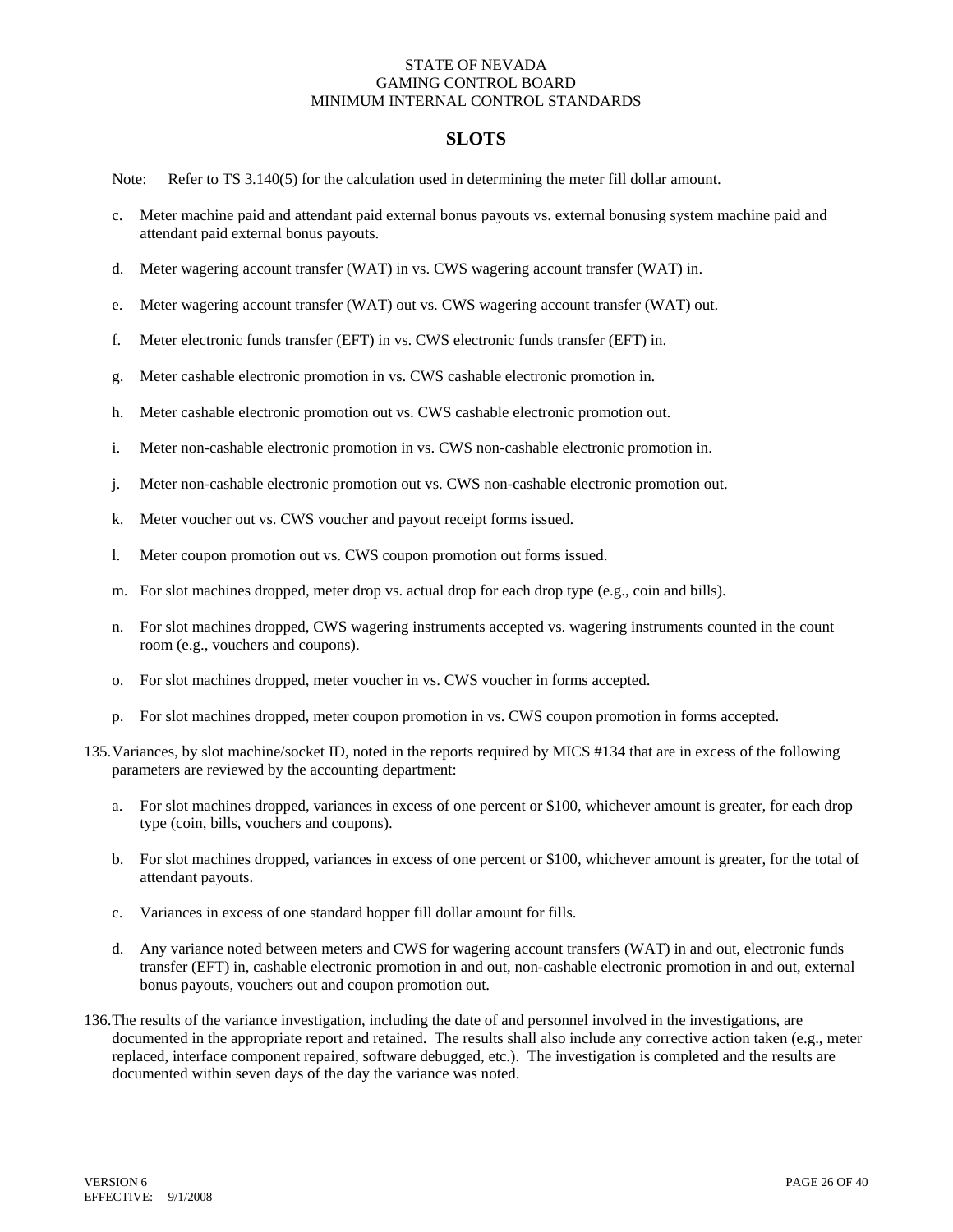STATE OF NEVADA
GAMING CONTROL BOARD
MINIMUM INTERNAL CONTROL STANDARDS

## SLOTS

Note: Refer to TS 3.140(5) for the calculation used in determining the meter fill dollar amount.

c. Meter machine paid and attendant paid external bonus payouts vs. external bonusing system machine paid and attendant paid external bonus payouts.

d. Meter wagering account transfer (WAT) in vs. CWS wagering account transfer (WAT) in.

e. Meter wagering account transfer (WAT) out vs. CWS wagering account transfer (WAT) out.

f. Meter electronic funds transfer (EFT) in vs. CWS electronic funds transfer (EFT) in.

g. Meter cashable electronic promotion in vs. CWS cashable electronic promotion in.

h. Meter cashable electronic promotion out vs. CWS cashable electronic promotion out.

i. Meter non-cashable electronic promotion in vs. CWS non-cashable electronic promotion in.

j. Meter non-cashable electronic promotion out vs. CWS non-cashable electronic promotion out.

k. Meter voucher out vs. CWS voucher and payout receipt forms issued.

l. Meter coupon promotion out vs. CWS coupon promotion out forms issued.

m. For slot machines dropped, meter drop vs. actual drop for each drop type (e.g., coin and bills).

n. For slot machines dropped, CWS wagering instruments accepted vs. wagering instruments counted in the count room (e.g., vouchers and coupons).

o. For slot machines dropped, meter voucher in vs. CWS voucher in forms accepted.

p. For slot machines dropped, meter coupon promotion in vs. CWS coupon promotion in forms accepted.

135. Variances, by slot machine/socket ID, noted in the reports required by MICS #134 that are in excess of the following parameters are reviewed by the accounting department:

a. For slot machines dropped, variances in excess of one percent or $100, whichever amount is greater, for each drop type (coin, bills, vouchers and coupons).

b. For slot machines dropped, variances in excess of one percent or $100, whichever amount is greater, for the total of attendant payouts.

c. Variances in excess of one standard hopper fill dollar amount for fills.

d. Any variance noted between meters and CWS for wagering account transfers (WAT) in and out, electronic funds transfer (EFT) in, cashable electronic promotion in and out, non-cashable electronic promotion in and out, external bonus payouts, vouchers out and coupon promotion out.

136. The results of the variance investigation, including the date of and personnel involved in the investigations, are documented in the appropriate report and retained. The results shall also include any corrective action taken (e.g., meter replaced, interface component repaired, software debugged, etc.). The investigation is completed and the results are documented within seven days of the day the variance was noted.

VERSION 6
EFFECTIVE: 9/1/2008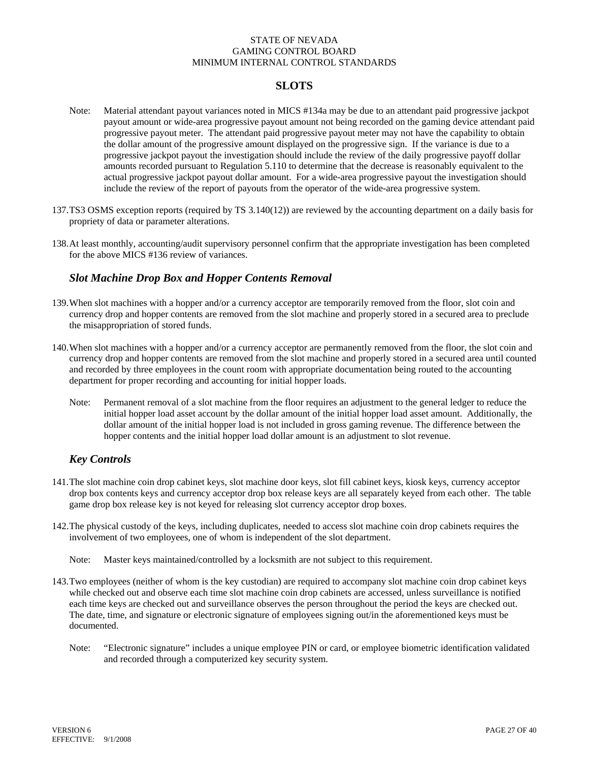Note: Material attendant payout variances noted in MICS #134a may be due to an attendant paid progressive jackpot payout amount or wide-area progressive payout amount not being recorded on the gaming device attendant paid progressive payout meter. The attendant paid progressive payout meter may not have the capability to obtain the dollar amount of the progressive amount displayed on the progressive sign. If the variance is due to a progressive jackpot payout the investigation should include the review of the daily progressive payoff dollar amounts recorded pursuant to Regulation 5.110 to determine that the decrease is reasonably equivalent to the actual progressive jackpot payout dollar amount. For a wide-area progressive payout the investigation should include the review of the report of payouts from the operator of the wide-area progressive system.

137. TS3 OSMS exception reports (required by TS 3.140(12)) are reviewed by the accounting department on a daily basis for propriety of data or parameter alterations.

138. At least monthly, accounting/audit supervisory personnel confirm that the appropriate investigation has been completed for the above MICS #136 review of variances.

### *Slot Machine Drop Box and Hopper Contents Removal*

139. When slot machines with a hopper and/or a currency acceptor are temporarily removed from the floor, slot coin and currency drop and hopper contents are removed from the slot machine and properly stored in a secured area to preclude the misappropriation of stored funds.

140. When slot machines with a hopper and/or a currency acceptor are permanently removed from the floor, the slot coin and currency drop and hopper contents are removed from the slot machine and properly stored in a secured area until counted and recorded by three employees in the count room with appropriate documentation being routed to the accounting department for proper recording and accounting for initial hopper loads.

    Note: Permanent removal of a slot machine from the floor requires an adjustment to the general ledger to reduce the initial hopper load asset account by the dollar amount of the initial hopper load asset amount. Additionally, the dollar amount of the initial hopper load is not included in gross gaming revenue. The difference between the hopper contents and the initial hopper load dollar amount is an adjustment to slot revenue.

### *Key Controls*

141. The slot machine coin drop cabinet keys, slot machine door keys, slot fill cabinet keys, kiosk keys, currency acceptor drop box contents keys and currency acceptor drop box release keys are all separately keyed from each other. The table game drop box release key is not keyed for releasing slot currency acceptor drop boxes.

142. The physical custody of the keys, including duplicates, needed to access slot machine coin drop cabinets requires the involvement of two employees, one of whom is independent of the slot department.

    Note: Master keys maintained/controlled by a locksmith are not subject to this requirement.

143. Two employees (neither of whom is the key custodian) are required to accompany slot machine coin drop cabinet keys while checked out and observe each time slot machine coin drop cabinets are accessed, unless surveillance is notified each time keys are checked out and surveillance observes the person throughout the period the keys are checked out. The date, time, and signature or electronic signature of employees signing out/in the aforementioned keys must be documented.

    Note: "Electronic signature" includes a unique employee PIN or card, or employee biometric identification validated and recorded through a computerized key security system.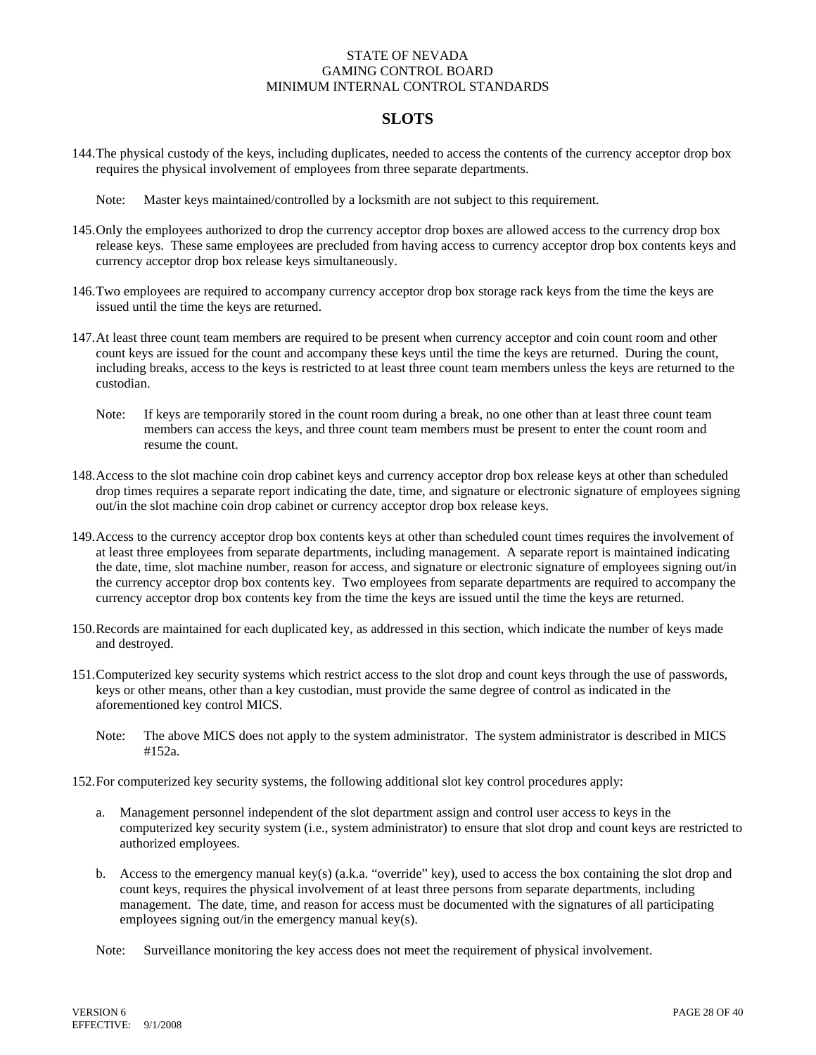# SLOTS

144. The physical custody of the keys, including duplicates, needed to access the contents of the currency acceptor drop box requires the physical involvement of employees from three separate departments.

    Note: Master keys maintained/controlled by a locksmith are not subject to this requirement.

145. Only the employees authorized to drop the currency acceptor drop boxes are allowed access to the currency drop box release keys. These same employees are precluded from having access to currency acceptor drop box contents keys and currency acceptor drop box release keys simultaneously.

146. Two employees are required to accompany currency acceptor drop box storage rack keys from the time the keys are issued until the time the keys are returned.

147. At least three count team members are required to be present when currency acceptor and coin count room and other count keys are issued for the count and accompany these keys until the time the keys are returned. During the count, including breaks, access to the keys is restricted to at least three count team members unless the keys are returned to the custodian.

    Note: If keys are temporarily stored in the count room during a break, no one other than at least three count team members can access the keys, and three count team members must be present to enter the count room and resume the count.

148. Access to the slot machine coin drop cabinet keys and currency acceptor drop box release keys at other than scheduled drop times requires a separate report indicating the date, time, and signature or electronic signature of employees signing out/in the slot machine coin drop cabinet or currency acceptor drop box release keys.

149. Access to the currency acceptor drop box contents keys at other than scheduled count times requires the involvement of at least three employees from separate departments, including management. A separate report is maintained indicating the date, time, slot machine number, reason for access, and signature or electronic signature of employees signing out/in the currency acceptor drop box contents key. Two employees from separate departments are required to accompany the currency acceptor drop box contents key from the time the keys are issued until the time the keys are returned.

150. Records are maintained for each duplicated key, as addressed in this section, which indicate the number of keys made and destroyed.

151. Computerized key security systems which restrict access to the slot drop and count keys through the use of passwords, keys or other means, other than a key custodian, must provide the same degree of control as indicated in the aforementioned key control MICS.

    Note: The above MICS does not apply to the system administrator. The system administrator is described in MICS #152a.

152. For computerized key security systems, the following additional slot key control procedures apply:

    a. Management personnel independent of the slot department assign and control user access to keys in the computerized key security system (i.e., system administrator) to ensure that slot drop and count keys are restricted to authorized employees.

    b. Access to the emergency manual key(s) (a.k.a. "override" key), used to access the box containing the slot drop and count keys, requires the physical involvement of at least three persons from separate departments, including management. The date, time, and reason for access must be documented with the signatures of all participating employees signing out/in the emergency manual key(s).

    Note: Surveillance monitoring the key access does not meet the requirement of physical involvement.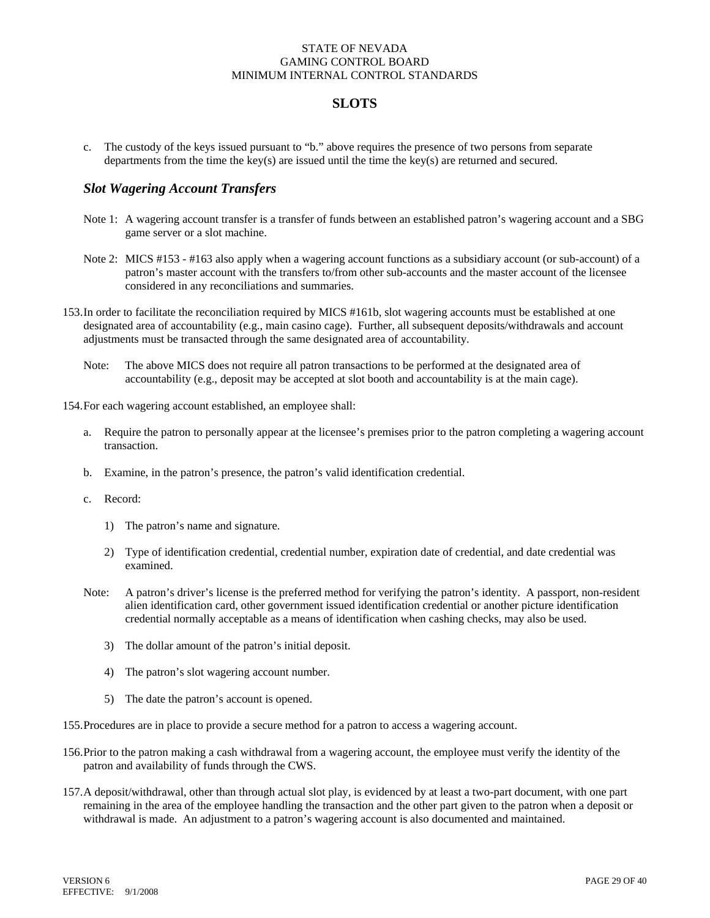c. The custody of the keys issued pursuant to "b." above requires the presence of two persons from separate departments from the time the key(s) are issued until the time the key(s) are returned and secured.

### *Slot Wagering Account Transfers*

Note 1: A wagering account transfer is a transfer of funds between an established patron's wagering account and a SBG game server or a slot machine.

Note 2: MICS #153 - #163 also apply when a wagering account functions as a subsidiary account (or sub-account) of a patron's master account with the transfers to/from other sub-accounts and the master account of the licensee considered in any reconciliations and summaries.

153. In order to facilitate the reconciliation required by MICS #161b, slot wagering accounts must be established at one designated area of accountability (e.g., main casino cage). Further, all subsequent deposits/withdrawals and account adjustments must be transacted through the same designated area of accountability.

    Note: The above MICS does not require all patron transactions to be performed at the designated area of accountability (e.g., deposit may be accepted at slot booth and accountability is at the main cage).

154. For each wagering account established, an employee shall:

    a. Require the patron to personally appear at the licensee's premises prior to the patron completing a wagering account transaction.

    b. Examine, in the patron's presence, the patron's valid identification credential.

    c. Record:

        1) The patron's name and signature.

        2) Type of identification credential, credential number, expiration date of credential, and date credential was examined.

    Note: A patron's driver's license is the preferred method for verifying the patron's identity. A passport, non-resident alien identification card, other government issued identification credential or another picture identification credential normally acceptable as a means of identification when cashing checks, may also be used.

        3) The dollar amount of the patron's initial deposit.

        4) The patron's slot wagering account number.

        5) The date the patron's account is opened.

155. Procedures are in place to provide a secure method for a patron to access a wagering account.

156. Prior to the patron making a cash withdrawal from a wagering account, the employee must verify the identity of the patron and availability of funds through the CWS.

157. A deposit/withdrawal, other than through actual slot play, is evidenced by at least a two-part document, with one part remaining in the area of the employee handling the transaction and the other part given to the patron when a deposit or withdrawal is made. An adjustment to a patron's wagering account is also documented and maintained.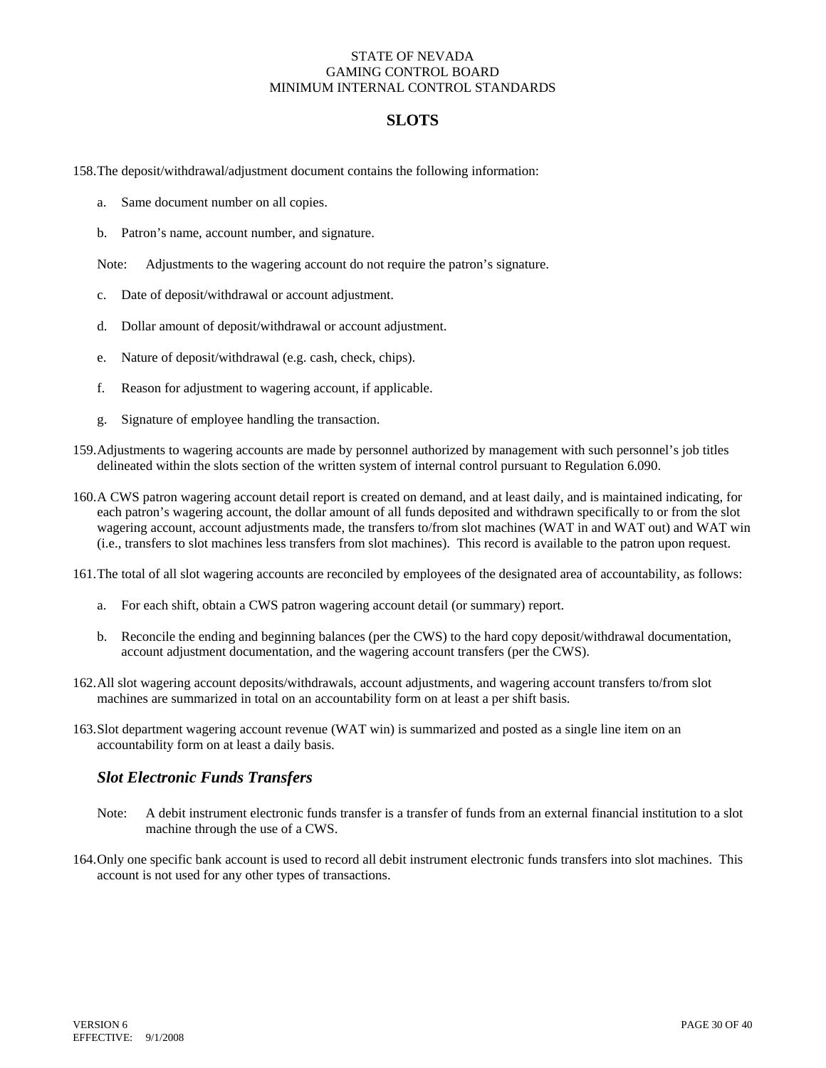## SLOTS

158. The deposit/withdrawal/adjustment document contains the following information:

    a. Same document number on all copies.

    b. Patron's name, account number, and signature.

    Note: Adjustments to the wagering account do not require the patron's signature.

    c. Date of deposit/withdrawal or account adjustment.

    d. Dollar amount of deposit/withdrawal or account adjustment.

    e. Nature of deposit/withdrawal (e.g. cash, check, chips).

    f. Reason for adjustment to wagering account, if applicable.

    g. Signature of employee handling the transaction.

159. Adjustments to wagering accounts are made by personnel authorized by management with such personnel's job titles delineated within the slots section of the written system of internal control pursuant to Regulation 6.090.

160. A CWS patron wagering account detail report is created on demand, and at least daily, and is maintained indicating, for each patron's wagering account, the dollar amount of all funds deposited and withdrawn specifically to or from the slot wagering account, account adjustments made, the transfers to/from slot machines (WAT in and WAT out) and WAT win (i.e., transfers to slot machines less transfers from slot machines). This record is available to the patron upon request.

161. The total of all slot wagering accounts are reconciled by employees of the designated area of accountability, as follows:

    a. For each shift, obtain a CWS patron wagering account detail (or summary) report.

    b. Reconcile the ending and beginning balances (per the CWS) to the hard copy deposit/withdrawal documentation, account adjustment documentation, and the wagering account transfers (per the CWS).

162. All slot wagering account deposits/withdrawals, account adjustments, and wagering account transfers to/from slot machines are summarized in total on an accountability form on at least a per shift basis.

163. Slot department wagering account revenue (WAT win) is summarized and posted as a single line item on an accountability form on at least a daily basis.

### *Slot Electronic Funds Transfers*

Note: A debit instrument electronic funds transfer is a transfer of funds from an external financial institution to a slot machine through the use of a CWS.

164. Only one specific bank account is used to record all debit instrument electronic funds transfers into slot machines. This account is not used for any other types of transactions.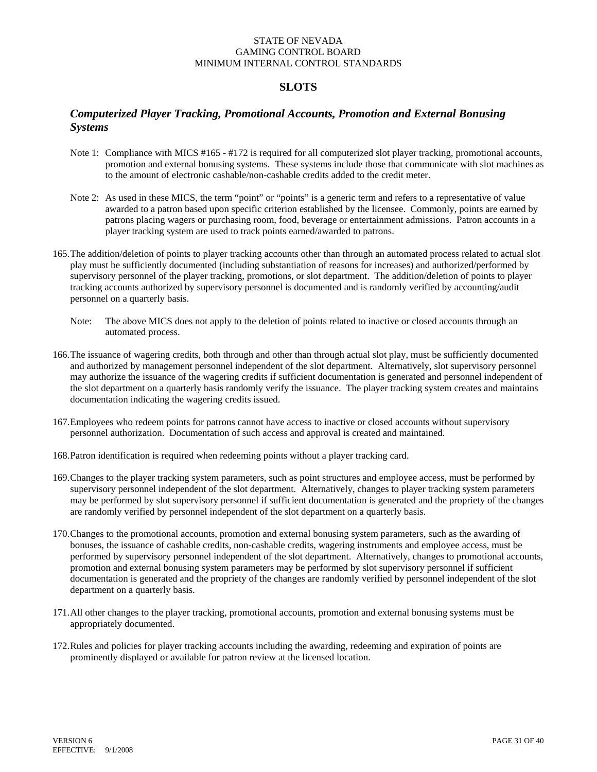STATE OF NEVADA
GAMING CONTROL BOARD
MINIMUM INTERNAL CONTROL STANDARDS

# SLOTS

## *Computerized Player Tracking, Promotional Accounts, Promotion and External Bonusing Systems*

Note 1: Compliance with MICS #165 - #172 is required for all computerized slot player tracking, promotional accounts, promotion and external bonusing systems. These systems include those that communicate with slot machines as to the amount of electronic cashable/non-cashable credits added to the credit meter.

Note 2: As used in these MICS, the term "point" or "points" is a generic term and refers to a representative of value awarded to a patron based upon specific criterion established by the licensee. Commonly, points are earned by patrons placing wagers or purchasing room, food, beverage or entertainment admissions. Patron accounts in a player tracking system are used to track points earned/awarded to patrons.

165. The addition/deletion of points to player tracking accounts other than through an automated process related to actual slot play must be sufficiently documented (including substantiation of reasons for increases) and authorized/performed by supervisory personnel of the player tracking, promotions, or slot department. The addition/deletion of points to player tracking accounts authorized by supervisory personnel is documented and is randomly verified by accounting/audit personnel on a quarterly basis.

    Note: The above MICS does not apply to the deletion of points related to inactive or closed accounts through an automated process.

166. The issuance of wagering credits, both through and other than through actual slot play, must be sufficiently documented and authorized by management personnel independent of the slot department. Alternatively, slot supervisory personnel may authorize the issuance of the wagering credits if sufficient documentation is generated and personnel independent of the slot department on a quarterly basis randomly verify the issuance. The player tracking system creates and maintains documentation indicating the wagering credits issued.

167. Employees who redeem points for patrons cannot have access to inactive or closed accounts without supervisory personnel authorization. Documentation of such access and approval is created and maintained.

168. Patron identification is required when redeeming points without a player tracking card.

169. Changes to the player tracking system parameters, such as point structures and employee access, must be performed by supervisory personnel independent of the slot department. Alternatively, changes to player tracking system parameters may be performed by slot supervisory personnel if sufficient documentation is generated and the propriety of the changes are randomly verified by personnel independent of the slot department on a quarterly basis.

170. Changes to the promotional accounts, promotion and external bonusing system parameters, such as the awarding of bonuses, the issuance of cashable credits, non-cashable credits, wagering instruments and employee access, must be performed by supervisory personnel independent of the slot department. Alternatively, changes to promotional accounts, promotion and external bonusing system parameters may be performed by slot supervisory personnel if sufficient documentation is generated and the propriety of the changes are randomly verified by personnel independent of the slot department on a quarterly basis.

171. All other changes to the player tracking, promotional accounts, promotion and external bonusing systems must be appropriately documented.

172. Rules and policies for player tracking accounts including the awarding, redeeming and expiration of points are prominently displayed or available for patron review at the licensed location.

VERSION 6
EFFECTIVE: 9/1/2008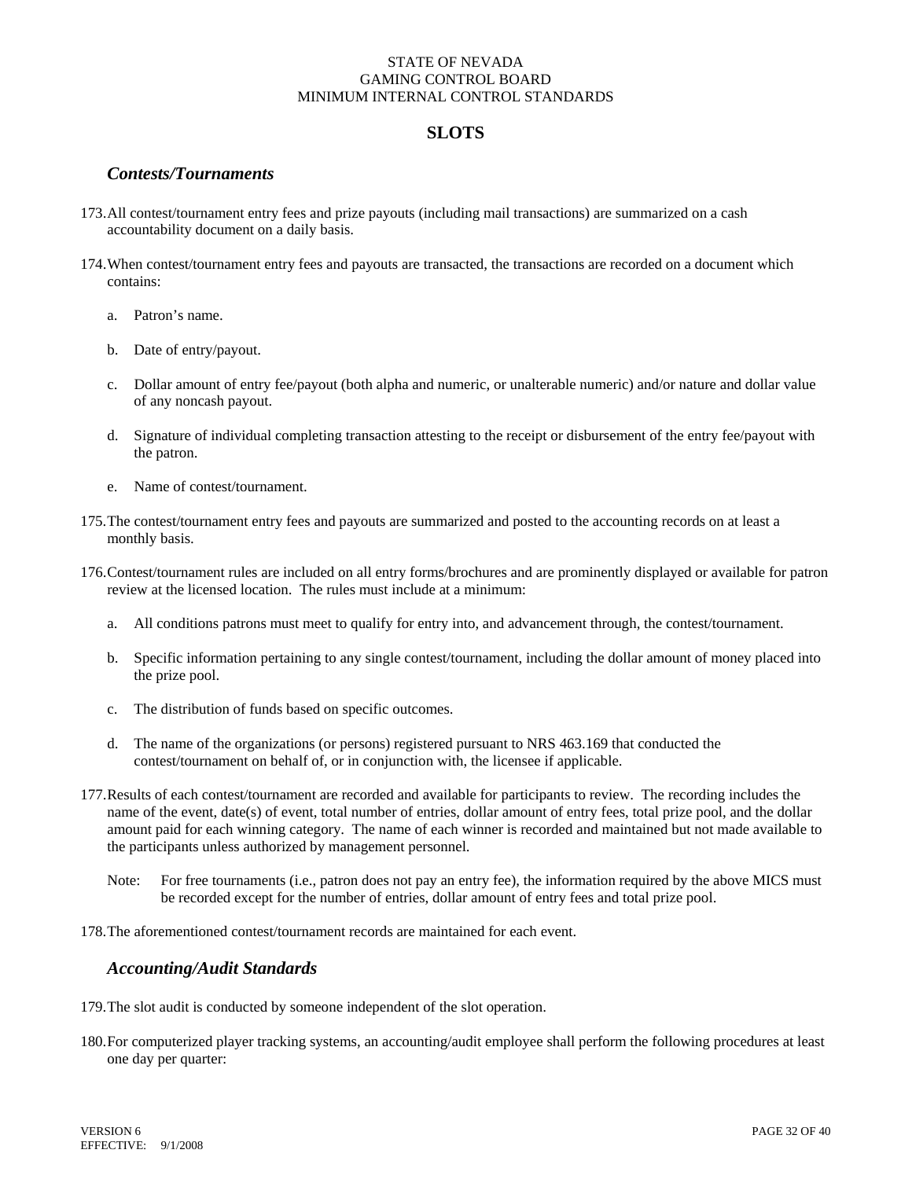## SLOTS

### *Contests/Tournaments*

173. All contest/tournament entry fees and prize payouts (including mail transactions) are summarized on a cash accountability document on a daily basis.

174. When contest/tournament entry fees and payouts are transacted, the transactions are recorded on a document which contains:

    a. Patron's name.

    b. Date of entry/payout.

    c. Dollar amount of entry fee/payout (both alpha and numeric, or unalterable numeric) and/or nature and dollar value of any noncash payout.

    d. Signature of individual completing transaction attesting to the receipt or disbursement of the entry fee/payout with the patron.

    e. Name of contest/tournament.

175. The contest/tournament entry fees and payouts are summarized and posted to the accounting records on at least a monthly basis.

176. Contest/tournament rules are included on all entry forms/brochures and are prominently displayed or available for patron review at the licensed location. The rules must include at a minimum:

    a. All conditions patrons must meet to qualify for entry into, and advancement through, the contest/tournament.

    b. Specific information pertaining to any single contest/tournament, including the dollar amount of money placed into the prize pool.

    c. The distribution of funds based on specific outcomes.

    d. The name of the organizations (or persons) registered pursuant to NRS 463.169 that conducted the contest/tournament on behalf of, or in conjunction with, the licensee if applicable.

177. Results of each contest/tournament are recorded and available for participants to review. The recording includes the name of the event, date(s) of event, total number of entries, dollar amount of entry fees, total prize pool, and the dollar amount paid for each winning category. The name of each winner is recorded and maintained but not made available to the participants unless authorized by management personnel.

    Note: For free tournaments (i.e., patron does not pay an entry fee), the information required by the above MICS must be recorded except for the number of entries, dollar amount of entry fees and total prize pool.

178. The aforementioned contest/tournament records are maintained for each event.

### *Accounting/Audit Standards*

179. The slot audit is conducted by someone independent of the slot operation.

180. For computerized player tracking systems, an accounting/audit employee shall perform the following procedures at least one day per quarter: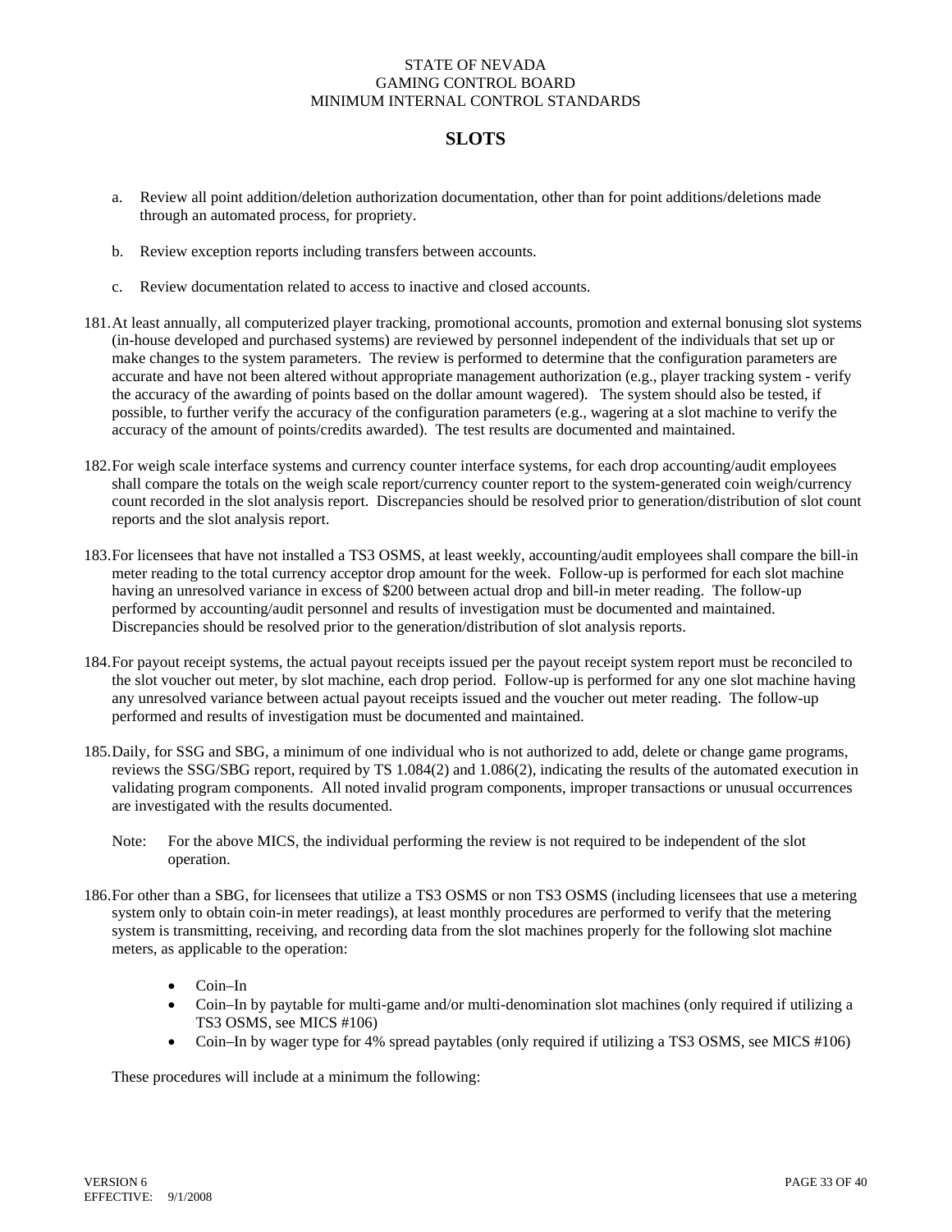## SLOTS

a. Review all point addition/deletion authorization documentation, other than for point additions/deletions made through an automated process, for propriety.

b. Review exception reports including transfers between accounts.

c. Review documentation related to access to inactive and closed accounts.

181. At least annually, all computerized player tracking, promotional accounts, promotion and external bonusing slot systems (in-house developed and purchased systems) are reviewed by personnel independent of the individuals that set up or make changes to the system parameters. The review is performed to determine that the configuration parameters are accurate and have not been altered without appropriate management authorization (e.g., player tracking system - verify the accuracy of the awarding of points based on the dollar amount wagered). The system should also be tested, if possible, to further verify the accuracy of the configuration parameters (e.g., wagering at a slot machine to verify the accuracy of the amount of points/credits awarded). The test results are documented and maintained.

182. For weigh scale interface systems and currency counter interface systems, for each drop accounting/audit employees shall compare the totals on the weigh scale report/currency counter report to the system-generated coin weigh/currency count recorded in the slot analysis report. Discrepancies should be resolved prior to generation/distribution of slot count reports and the slot analysis report.

183. For licensees that have not installed a TS3 OSMS, at least weekly, accounting/audit employees shall compare the bill-in meter reading to the total currency acceptor drop amount for the week. Follow-up is performed for each slot machine having an unresolved variance in excess of $200 between actual drop and bill-in meter reading. The follow-up performed by accounting/audit personnel and results of investigation must be documented and maintained. Discrepancies should be resolved prior to the generation/distribution of slot analysis reports.

184. For payout receipt systems, the actual payout receipts issued per the payout receipt system report must be reconciled to the slot voucher out meter, by slot machine, each drop period. Follow-up is performed for any one slot machine having any unresolved variance between actual payout receipts issued and the voucher out meter reading. The follow-up performed and results of investigation must be documented and maintained.

185. Daily, for SSG and SBG, a minimum of one individual who is not authorized to add, delete or change game programs, reviews the SSG/SBG report, required by TS 1.084(2) and 1.086(2), indicating the results of the automated execution in validating program components. All noted invalid program components, improper transactions or unusual occurrences are investigated with the results documented.

Note: For the above MICS, the individual performing the review is not required to be independent of the slot operation.

186. For other than a SBG, for licensees that utilize a TS3 OSMS or non TS3 OSMS (including licensees that use a metering system only to obtain coin-in meter readings), at least monthly procedures are performed to verify that the metering system is transmitting, receiving, and recording data from the slot machines properly for the following slot machine meters, as applicable to the operation:

- Coin–In
- Coin–In by paytable for multi-game and/or multi-denomination slot machines (only required if utilizing a TS3 OSMS, see MICS #106)
- Coin–In by wager type for 4% spread paytables (only required if utilizing a TS3 OSMS, see MICS #106)

These procedures will include at a minimum the following: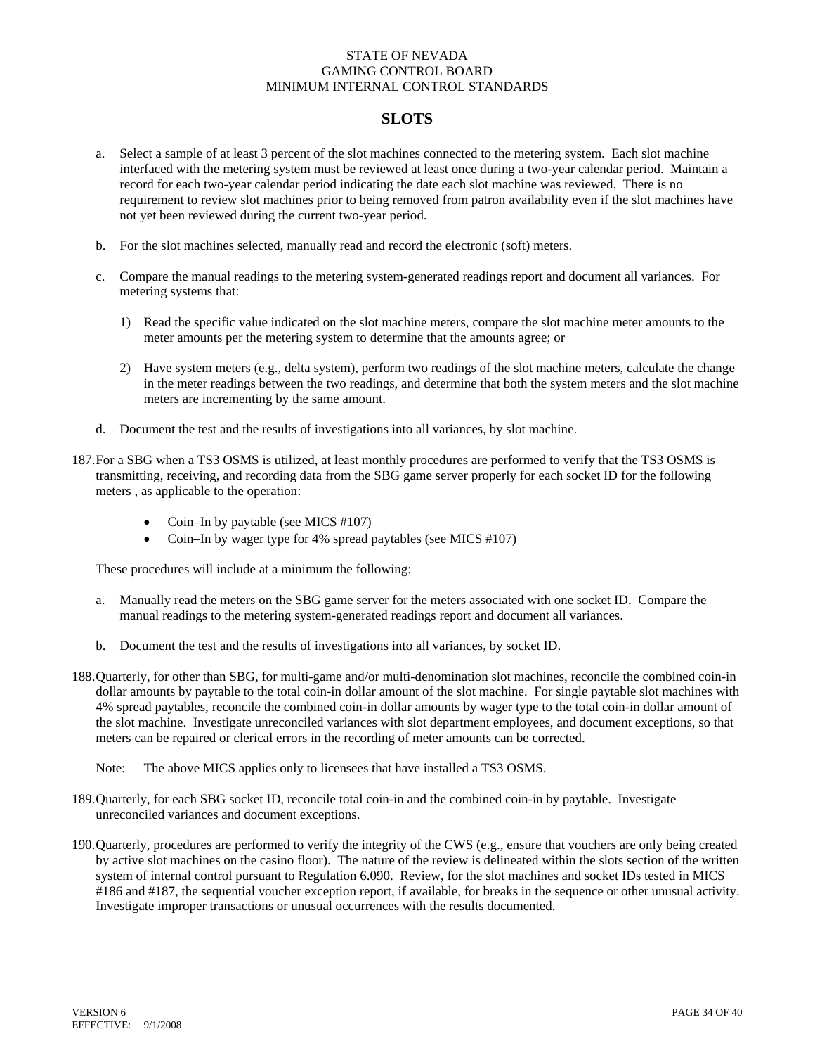## SLOTS

a. Select a sample of at least 3 percent of the slot machines connected to the metering system. Each slot machine interfaced with the metering system must be reviewed at least once during a two-year calendar period. Maintain a record for each two-year calendar period indicating the date each slot machine was reviewed. There is no requirement to review slot machines prior to being removed from patron availability even if the slot machines have not yet been reviewed during the current two-year period.

b. For the slot machines selected, manually read and record the electronic (soft) meters.

c. Compare the manual readings to the metering system-generated readings report and document all variances. For metering systems that:

   1) Read the specific value indicated on the slot machine meters, compare the slot machine meter amounts to the meter amounts per the metering system to determine that the amounts agree; or

   2) Have system meters (e.g., delta system), perform two readings of the slot machine meters, calculate the change in the meter readings between the two readings, and determine that both the system meters and the slot machine meters are incrementing by the same amount.

d. Document the test and the results of investigations into all variances, by slot machine.

187. For a SBG when a TS3 OSMS is utilized, at least monthly procedures are performed to verify that the TS3 OSMS is transmitting, receiving, and recording data from the SBG game server properly for each socket ID for the following meters , as applicable to the operation:

   - Coin–In by paytable (see MICS #107)
   - Coin–In by wager type for 4% spread paytables (see MICS #107)

   These procedures will include at a minimum the following:

   a. Manually read the meters on the SBG game server for the meters associated with one socket ID. Compare the manual readings to the metering system-generated readings report and document all variances.

   b. Document the test and the results of investigations into all variances, by socket ID.

188. Quarterly, for other than SBG, for multi-game and/or multi-denomination slot machines, reconcile the combined coin-in dollar amounts by paytable to the total coin-in dollar amount of the slot machine. For single paytable slot machines with 4% spread paytables, reconcile the combined coin-in dollar amounts by wager type to the total coin-in dollar amount of the slot machine. Investigate unreconciled variances with slot department employees, and document exceptions, so that meters can be repaired or clerical errors in the recording of meter amounts can be corrected.

   Note: The above MICS applies only to licensees that have installed a TS3 OSMS.

189. Quarterly, for each SBG socket ID, reconcile total coin-in and the combined coin-in by paytable. Investigate unreconciled variances and document exceptions.

190. Quarterly, procedures are performed to verify the integrity of the CWS (e.g., ensure that vouchers are only being created by active slot machines on the casino floor). The nature of the review is delineated within the slots section of the written system of internal control pursuant to Regulation 6.090. Review, for the slot machines and socket IDs tested in MICS #186 and #187, the sequential voucher exception report, if available, for breaks in the sequence or other unusual activity. Investigate improper transactions or unusual occurrences with the results documented.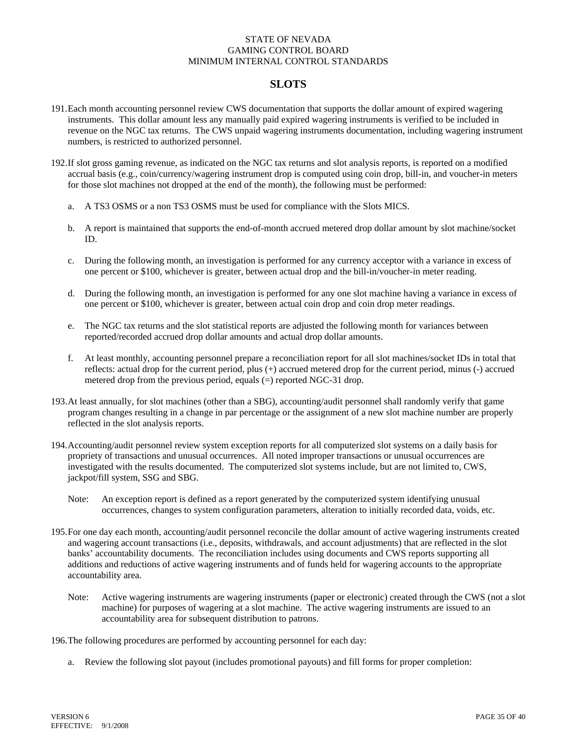STATE OF NEVADA
GAMING CONTROL BOARD
MINIMUM INTERNAL CONTROL STANDARDS

## SLOTS

191. Each month accounting personnel review CWS documentation that supports the dollar amount of expired wagering instruments. This dollar amount less any manually paid expired wagering instruments is verified to be included in revenue on the NGC tax returns. The CWS unpaid wagering instruments documentation, including wagering instrument numbers, is restricted to authorized personnel.

192. If slot gross gaming revenue, as indicated on the NGC tax returns and slot analysis reports, is reported on a modified accrual basis (e.g., coin/currency/wagering instrument drop is computed using coin drop, bill-in, and voucher-in meters for those slot machines not dropped at the end of the month), the following must be performed:

    a. A TS3 OSMS or a non TS3 OSMS must be used for compliance with the Slots MICS.

    b. A report is maintained that supports the end-of-month accrued metered drop dollar amount by slot machine/socket ID.

    c. During the following month, an investigation is performed for any currency acceptor with a variance in excess of one percent or $100, whichever is greater, between actual drop and the bill-in/voucher-in meter reading.

    d. During the following month, an investigation is performed for any one slot machine having a variance in excess of one percent or $100, whichever is greater, between actual coin drop and coin drop meter readings.

    e. The NGC tax returns and the slot statistical reports are adjusted the following month for variances between reported/recorded accrued drop dollar amounts and actual drop dollar amounts.

    f. At least monthly, accounting personnel prepare a reconciliation report for all slot machines/socket IDs in total that reflects: actual drop for the current period, plus (+) accrued metered drop for the current period, minus (-) accrued metered drop from the previous period, equals (=) reported NGC-31 drop.

193. At least annually, for slot machines (other than a SBG), accounting/audit personnel shall randomly verify that game program changes resulting in a change in par percentage or the assignment of a new slot machine number are properly reflected in the slot analysis reports.

194. Accounting/audit personnel review system exception reports for all computerized slot systems on a daily basis for propriety of transactions and unusual occurrences. All noted improper transactions or unusual occurrences are investigated with the results documented. The computerized slot systems include, but are not limited to, CWS, jackpot/fill system, SSG and SBG.

    Note: An exception report is defined as a report generated by the computerized system identifying unusual occurrences, changes to system configuration parameters, alteration to initially recorded data, voids, etc.

195. For one day each month, accounting/audit personnel reconcile the dollar amount of active wagering instruments created and wagering account transactions (i.e., deposits, withdrawals, and account adjustments) that are reflected in the slot banks' accountability documents. The reconciliation includes using documents and CWS reports supporting all additions and reductions of active wagering instruments and of funds held for wagering accounts to the appropriate accountability area.

    Note: Active wagering instruments are wagering instruments (paper or electronic) created through the CWS (not a slot machine) for purposes of wagering at a slot machine. The active wagering instruments are issued to an accountability area for subsequent distribution to patrons.

196. The following procedures are performed by accounting personnel for each day:

    a. Review the following slot payout (includes promotional payouts) and fill forms for proper completion: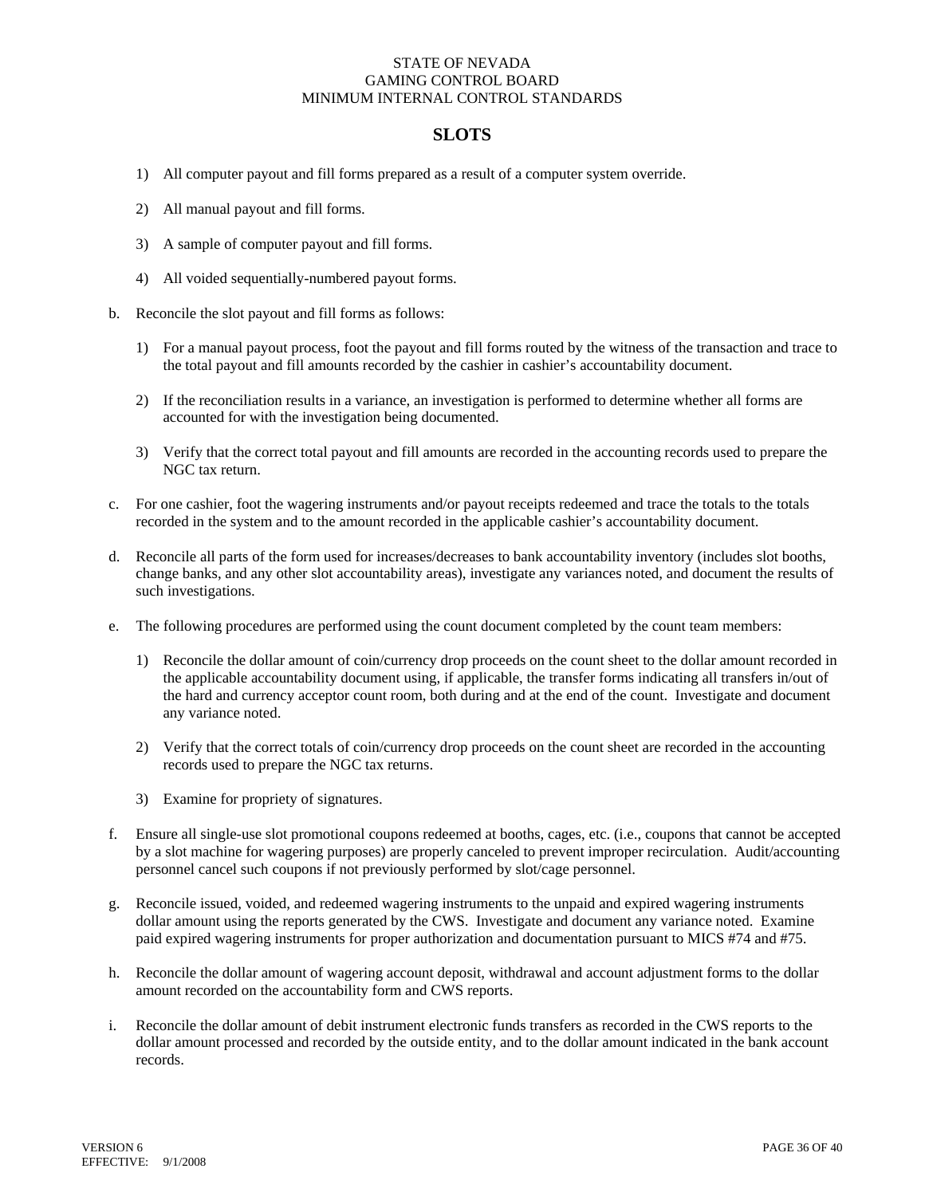## SLOTS

1) All computer payout and fill forms prepared as a result of a computer system override.

2) All manual payout and fill forms.

3) A sample of computer payout and fill forms.

4) All voided sequentially-numbered payout forms.

b. Reconcile the slot payout and fill forms as follows:

1) For a manual payout process, foot the payout and fill forms routed by the witness of the transaction and trace to the total payout and fill amounts recorded by the cashier in cashier's accountability document.

2) If the reconciliation results in a variance, an investigation is performed to determine whether all forms are accounted for with the investigation being documented.

3) Verify that the correct total payout and fill amounts are recorded in the accounting records used to prepare the NGC tax return.

c. For one cashier, foot the wagering instruments and/or payout receipts redeemed and trace the totals to the totals recorded in the system and to the amount recorded in the applicable cashier's accountability document.

d. Reconcile all parts of the form used for increases/decreases to bank accountability inventory (includes slot booths, change banks, and any other slot accountability areas), investigate any variances noted, and document the results of such investigations.

e. The following procedures are performed using the count document completed by the count team members:

1) Reconcile the dollar amount of coin/currency drop proceeds on the count sheet to the dollar amount recorded in the applicable accountability document using, if applicable, the transfer forms indicating all transfers in/out of the hard and currency acceptor count room, both during and at the end of the count. Investigate and document any variance noted.

2) Verify that the correct totals of coin/currency drop proceeds on the count sheet are recorded in the accounting records used to prepare the NGC tax returns.

3) Examine for propriety of signatures.

f. Ensure all single-use slot promotional coupons redeemed at booths, cages, etc. (i.e., coupons that cannot be accepted by a slot machine for wagering purposes) are properly canceled to prevent improper recirculation. Audit/accounting personnel cancel such coupons if not previously performed by slot/cage personnel.

g. Reconcile issued, voided, and redeemed wagering instruments to the unpaid and expired wagering instruments dollar amount using the reports generated by the CWS. Investigate and document any variance noted. Examine paid expired wagering instruments for proper authorization and documentation pursuant to MICS #74 and #75.

h. Reconcile the dollar amount of wagering account deposit, withdrawal and account adjustment forms to the dollar amount recorded on the accountability form and CWS reports.

i. Reconcile the dollar amount of debit instrument electronic funds transfers as recorded in the CWS reports to the dollar amount processed and recorded by the outside entity, and to the dollar amount indicated in the bank account records.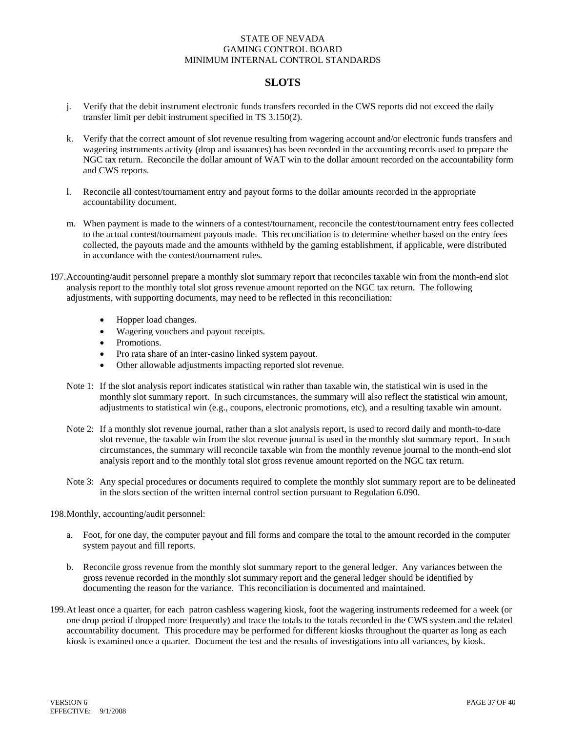STATE OF NEVADA
GAMING CONTROL BOARD
MINIMUM INTERNAL CONTROL STANDARDS

## SLOTS

j. Verify that the debit instrument electronic funds transfers recorded in the CWS reports did not exceed the daily transfer limit per debit instrument specified in TS 3.150(2).

k. Verify that the correct amount of slot revenue resulting from wagering account and/or electronic funds transfers and wagering instruments activity (drop and issuances) has been recorded in the accounting records used to prepare the NGC tax return. Reconcile the dollar amount of WAT win to the dollar amount recorded on the accountability form and CWS reports.

l. Reconcile all contest/tournament entry and payout forms to the dollar amounts recorded in the appropriate accountability document.

m. When payment is made to the winners of a contest/tournament, reconcile the contest/tournament entry fees collected to the actual contest/tournament payouts made. This reconciliation is to determine whether based on the entry fees collected, the payouts made and the amounts withheld by the gaming establishment, if applicable, were distributed in accordance with the contest/tournament rules.

197. Accounting/audit personnel prepare a monthly slot summary report that reconciles taxable win from the month-end slot analysis report to the monthly total slot gross revenue amount reported on the NGC tax return. The following adjustments, with supporting documents, may need to be reflected in this reconciliation:

    - Hopper load changes.
    - Wagering vouchers and payout receipts.
    - Promotions.
    - Pro rata share of an inter-casino linked system payout.
    - Other allowable adjustments impacting reported slot revenue.

    Note 1: If the slot analysis report indicates statistical win rather than taxable win, the statistical win is used in the monthly slot summary report. In such circumstances, the summary will also reflect the statistical win amount, adjustments to statistical win (e.g., coupons, electronic promotions, etc), and a resulting taxable win amount.

    Note 2: If a monthly slot revenue journal, rather than a slot analysis report, is used to record daily and month-to-date slot revenue, the taxable win from the slot revenue journal is used in the monthly slot summary report. In such circumstances, the summary will reconcile taxable win from the monthly revenue journal to the month-end slot analysis report and to the monthly total slot gross revenue amount reported on the NGC tax return.

    Note 3: Any special procedures or documents required to complete the monthly slot summary report are to be delineated in the slots section of the written internal control section pursuant to Regulation 6.090.

198. Monthly, accounting/audit personnel:

    a. Foot, for one day, the computer payout and fill forms and compare the total to the amount recorded in the computer system payout and fill reports.

    b. Reconcile gross revenue from the monthly slot summary report to the general ledger. Any variances between the gross revenue recorded in the monthly slot summary report and the general ledger should be identified by documenting the reason for the variance. This reconciliation is documented and maintained.

199. At least once a quarter, for each patron cashless wagering kiosk, foot the wagering instruments redeemed for a week (or one drop period if dropped more frequently) and trace the totals to the totals recorded in the CWS system and the related accountability document. This procedure may be performed for different kiosks throughout the quarter as long as each kiosk is examined once a quarter. Document the test and the results of investigations into all variances, by kiosk.

VERSION 6
EFFECTIVE: 9/1/2008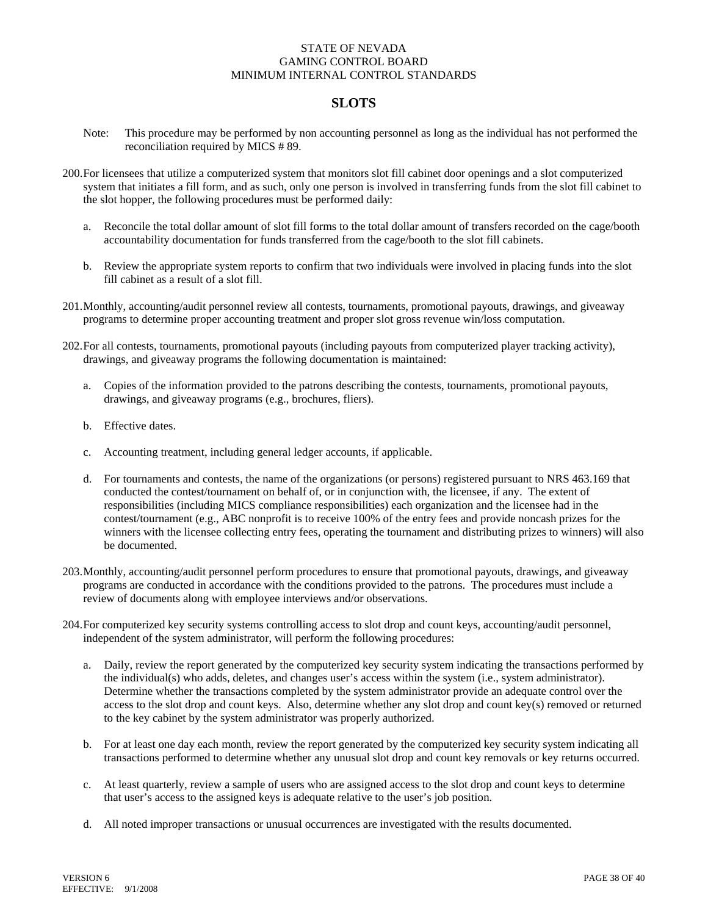# SLOTS

Note: This procedure may be performed by non accounting personnel as long as the individual has not performed the reconciliation required by MICS # 89.

200. For licensees that utilize a computerized system that monitors slot fill cabinet door openings and a slot computerized system that initiates a fill form, and as such, only one person is involved in transferring funds from the slot fill cabinet to the slot hopper, the following procedures must be performed daily:

   a. Reconcile the total dollar amount of slot fill forms to the total dollar amount of transfers recorded on the cage/booth accountability documentation for funds transferred from the cage/booth to the slot fill cabinets.

   b. Review the appropriate system reports to confirm that two individuals were involved in placing funds into the slot fill cabinet as a result of a slot fill.

201. Monthly, accounting/audit personnel review all contests, tournaments, promotional payouts, drawings, and giveaway programs to determine proper accounting treatment and proper slot gross revenue win/loss computation.

202. For all contests, tournaments, promotional payouts (including payouts from computerized player tracking activity), drawings, and giveaway programs the following documentation is maintained:

   a. Copies of the information provided to the patrons describing the contests, tournaments, promotional payouts, drawings, and giveaway programs (e.g., brochures, fliers).

   b. Effective dates.

   c. Accounting treatment, including general ledger accounts, if applicable.

   d. For tournaments and contests, the name of the organizations (or persons) registered pursuant to NRS 463.169 that conducted the contest/tournament on behalf of, or in conjunction with, the licensee, if any. The extent of responsibilities (including MICS compliance responsibilities) each organization and the licensee had in the contest/tournament (e.g., ABC nonprofit is to receive 100% of the entry fees and provide noncash prizes for the winners with the licensee collecting entry fees, operating the tournament and distributing prizes to winners) will also be documented.

203. Monthly, accounting/audit personnel perform procedures to ensure that promotional payouts, drawings, and giveaway programs are conducted in accordance with the conditions provided to the patrons. The procedures must include a review of documents along with employee interviews and/or observations.

204. For computerized key security systems controlling access to slot drop and count keys, accounting/audit personnel, independent of the system administrator, will perform the following procedures:

   a. Daily, review the report generated by the computerized key security system indicating the transactions performed by the individual(s) who adds, deletes, and changes user's access within the system (i.e., system administrator). Determine whether the transactions completed by the system administrator provide an adequate control over the access to the slot drop and count keys. Also, determine whether any slot drop and count key(s) removed or returned to the key cabinet by the system administrator was properly authorized.

   b. For at least one day each month, review the report generated by the computerized key security system indicating all transactions performed to determine whether any unusual slot drop and count key removals or key returns occurred.

   c. At least quarterly, review a sample of users who are assigned access to the slot drop and count keys to determine that user's access to the assigned keys is adequate relative to the user's job position.

   d. All noted improper transactions or unusual occurrences are investigated with the results documented.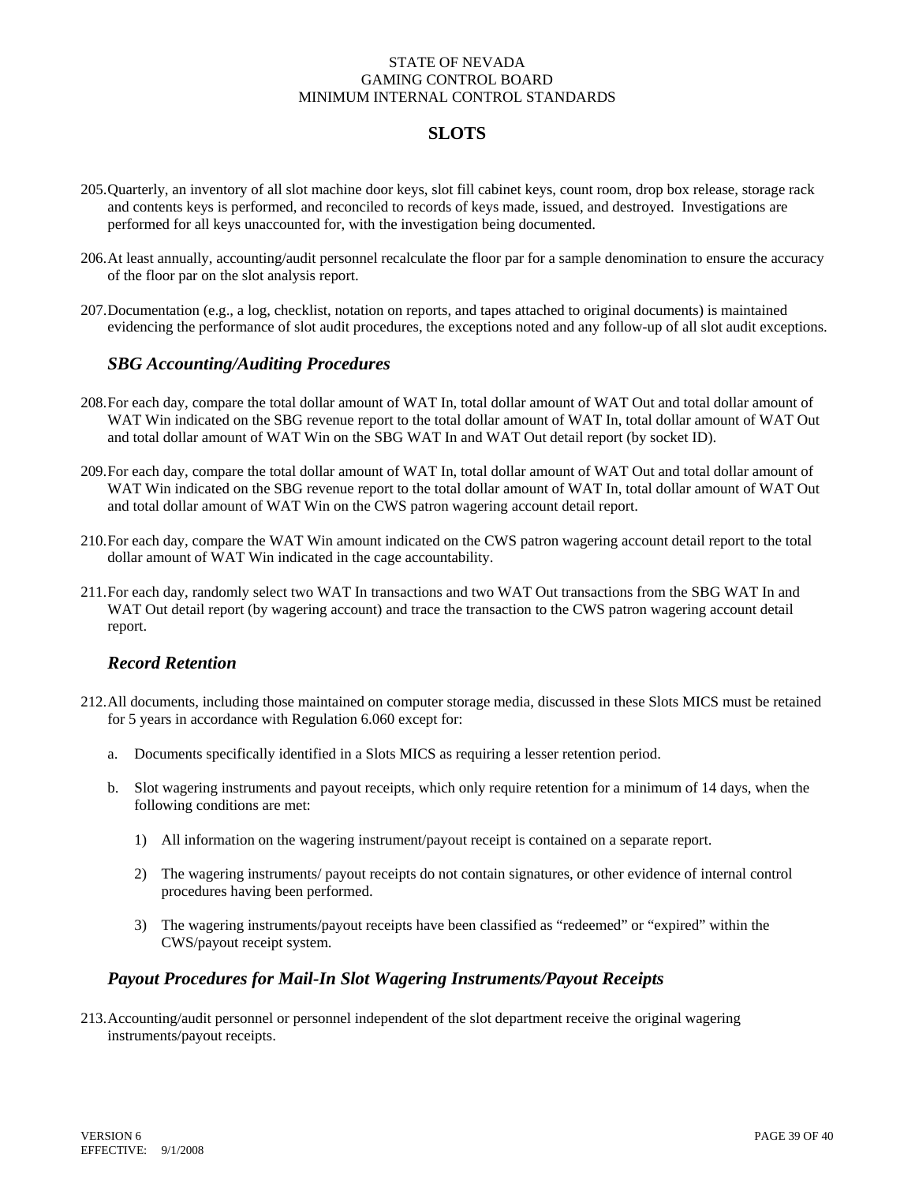205. Quarterly, an inventory of all slot machine door keys, slot fill cabinet keys, count room, drop box release, storage rack and contents keys is performed, and reconciled to records of keys made, issued, and destroyed. Investigations are performed for all keys unaccounted for, with the investigation being documented.

206. At least annually, accounting/audit personnel recalculate the floor par for a sample denomination to ensure the accuracy of the floor par on the slot analysis report.

207. Documentation (e.g., a log, checklist, notation on reports, and tapes attached to original documents) is maintained evidencing the performance of slot audit procedures, the exceptions noted and any follow-up of all slot audit exceptions.

### *SBG Accounting/Auditing Procedures*

208. For each day, compare the total dollar amount of WAT In, total dollar amount of WAT Out and total dollar amount of WAT Win indicated on the SBG revenue report to the total dollar amount of WAT In, total dollar amount of WAT Out and total dollar amount of WAT Win on the SBG WAT In and WAT Out detail report (by socket ID).

209. For each day, compare the total dollar amount of WAT In, total dollar amount of WAT Out and total dollar amount of WAT Win indicated on the SBG revenue report to the total dollar amount of WAT In, total dollar amount of WAT Out and total dollar amount of WAT Win on the CWS patron wagering account detail report.

210. For each day, compare the WAT Win amount indicated on the CWS patron wagering account detail report to the total dollar amount of WAT Win indicated in the cage accountability.

211. For each day, randomly select two WAT In transactions and two WAT Out transactions from the SBG WAT In and WAT Out detail report (by wagering account) and trace the transaction to the CWS patron wagering account detail report.

### *Record Retention*

212. All documents, including those maintained on computer storage media, discussed in these Slots MICS must be retained for 5 years in accordance with Regulation 6.060 except for:

   a. Documents specifically identified in a Slots MICS as requiring a lesser retention period.

   b. Slot wagering instruments and payout receipts, which only require retention for a minimum of 14 days, when the following conditions are met:

      1) All information on the wagering instrument/payout receipt is contained on a separate report.

      2) The wagering instruments/ payout receipts do not contain signatures, or other evidence of internal control procedures having been performed.

      3) The wagering instruments/payout receipts have been classified as “redeemed” or “expired” within the CWS/payout receipt system.

### *Payout Procedures for Mail-In Slot Wagering Instruments/Payout Receipts*

213. Accounting/audit personnel or personnel independent of the slot department receive the original wagering instruments/payout receipts.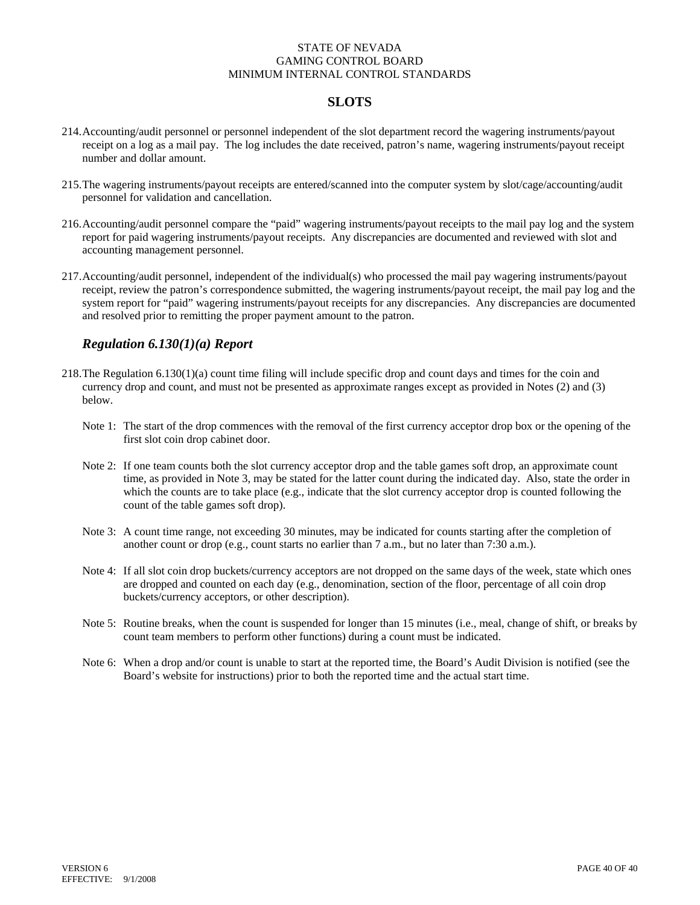## SLOTS

214. Accounting/audit personnel or personnel independent of the slot department record the wagering instruments/payout receipt on a log as a mail pay. The log includes the date received, patron's name, wagering instruments/payout receipt number and dollar amount.

215. The wagering instruments/payout receipts are entered/scanned into the computer system by slot/cage/accounting/audit personnel for validation and cancellation.

216. Accounting/audit personnel compare the "paid" wagering instruments/payout receipts to the mail pay log and the system report for paid wagering instruments/payout receipts. Any discrepancies are documented and reviewed with slot and accounting management personnel.

217. Accounting/audit personnel, independent of the individual(s) who processed the mail pay wagering instruments/payout receipt, review the patron's correspondence submitted, the wagering instruments/payout receipt, the mail pay log and the system report for "paid" wagering instruments/payout receipts for any discrepancies. Any discrepancies are documented and resolved prior to remitting the proper payment amount to the patron.

### *Regulation 6.130(1)(a) Report*

218. The Regulation 6.130(1)(a) count time filing will include specific drop and count days and times for the coin and currency drop and count, and must not be presented as approximate ranges except as provided in Notes (2) and (3) below.

Note 1: The start of the drop commences with the removal of the first currency acceptor drop box or the opening of the first slot coin drop cabinet door.

Note 2: If one team counts both the slot currency acceptor drop and the table games soft drop, an approximate count time, as provided in Note 3, may be stated for the latter count during the indicated day. Also, state the order in which the counts are to take place (e.g., indicate that the slot currency acceptor drop is counted following the count of the table games soft drop).

Note 3: A count time range, not exceeding 30 minutes, may be indicated for counts starting after the completion of another count or drop (e.g., count starts no earlier than 7 a.m., but no later than 7:30 a.m.).

Note 4: If all slot coin drop buckets/currency acceptors are not dropped on the same days of the week, state which ones are dropped and counted on each day (e.g., denomination, section of the floor, percentage of all coin drop buckets/currency acceptors, or other description).

Note 5: Routine breaks, when the count is suspended for longer than 15 minutes (i.e., meal, change of shift, or breaks by count team members to perform other functions) during a count must be indicated.

Note 6: When a drop and/or count is unable to start at the reported time, the Board's Audit Division is notified (see the Board's website for instructions) prior to both the reported time and the actual start time.